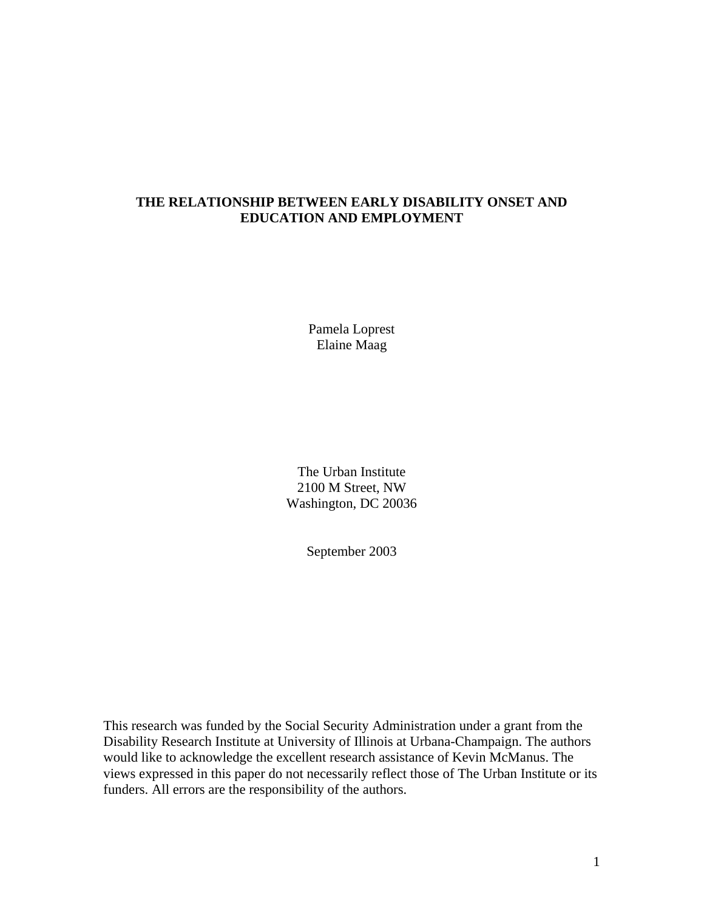# THE RELATIONSHIP BETWEEN EARLY DISABILITY ONSET AND EDUCATION AND EMPLOYMENT

Pamela Loprest
Elaine Maag

The Urban Institute
2100 M Street, NW
Washington, DC 20036

September 2003

This research was funded by the Social Security Administration under a grant from the Disability Research Institute at University of Illinois at Urbana-Champaign. The authors would like to acknowledge the excellent research assistance of Kevin McManus. The views expressed in this paper do not necessarily reflect those of The Urban Institute or its funders. All errors are the responsibility of the authors.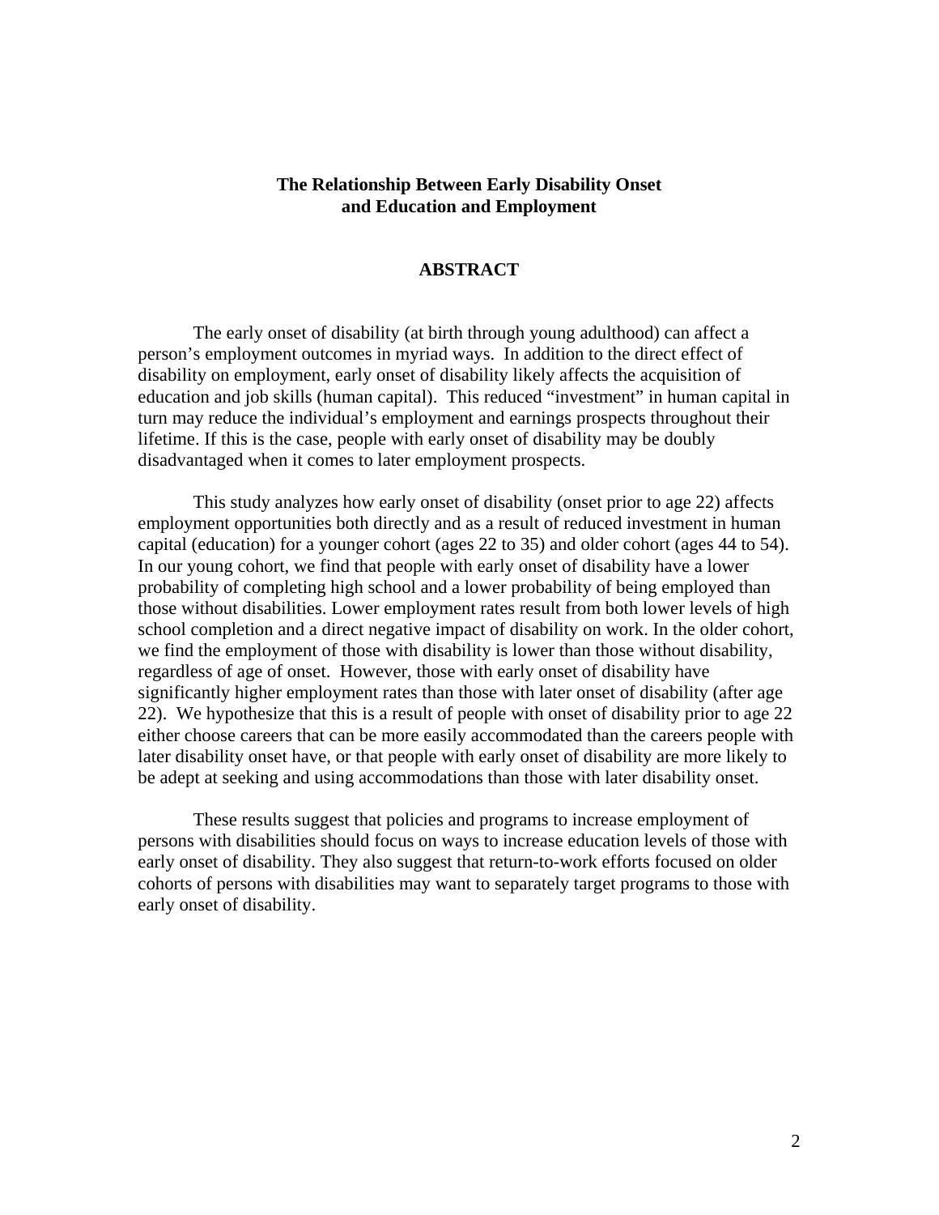# The Relationship Between Early Disability Onset and Education and Employment

## ABSTRACT

The early onset of disability (at birth through young adulthood) can affect a person's employment outcomes in myriad ways. In addition to the direct effect of disability on employment, early onset of disability likely affects the acquisition of education and job skills (human capital). This reduced "investment" in human capital in turn may reduce the individual's employment and earnings prospects throughout their lifetime. If this is the case, people with early onset of disability may be doubly disadvantaged when it comes to later employment prospects.

This study analyzes how early onset of disability (onset prior to age 22) affects employment opportunities both directly and as a result of reduced investment in human capital (education) for a younger cohort (ages 22 to 35) and older cohort (ages 44 to 54). In our young cohort, we find that people with early onset of disability have a lower probability of completing high school and a lower probability of being employed than those without disabilities. Lower employment rates result from both lower levels of high school completion and a direct negative impact of disability on work. In the older cohort, we find the employment of those with disability is lower than those without disability, regardless of age of onset. However, those with early onset of disability have significantly higher employment rates than those with later onset of disability (after age 22). We hypothesize that this is a result of people with onset of disability prior to age 22 either choose careers that can be more easily accommodated than the careers people with later disability onset have, or that people with early onset of disability are more likely to be adept at seeking and using accommodations than those with later disability onset.

These results suggest that policies and programs to increase employment of persons with disabilities should focus on ways to increase education levels of those with early onset of disability. They also suggest that return-to-work efforts focused on older cohorts of persons with disabilities may want to separately target programs to those with early onset of disability.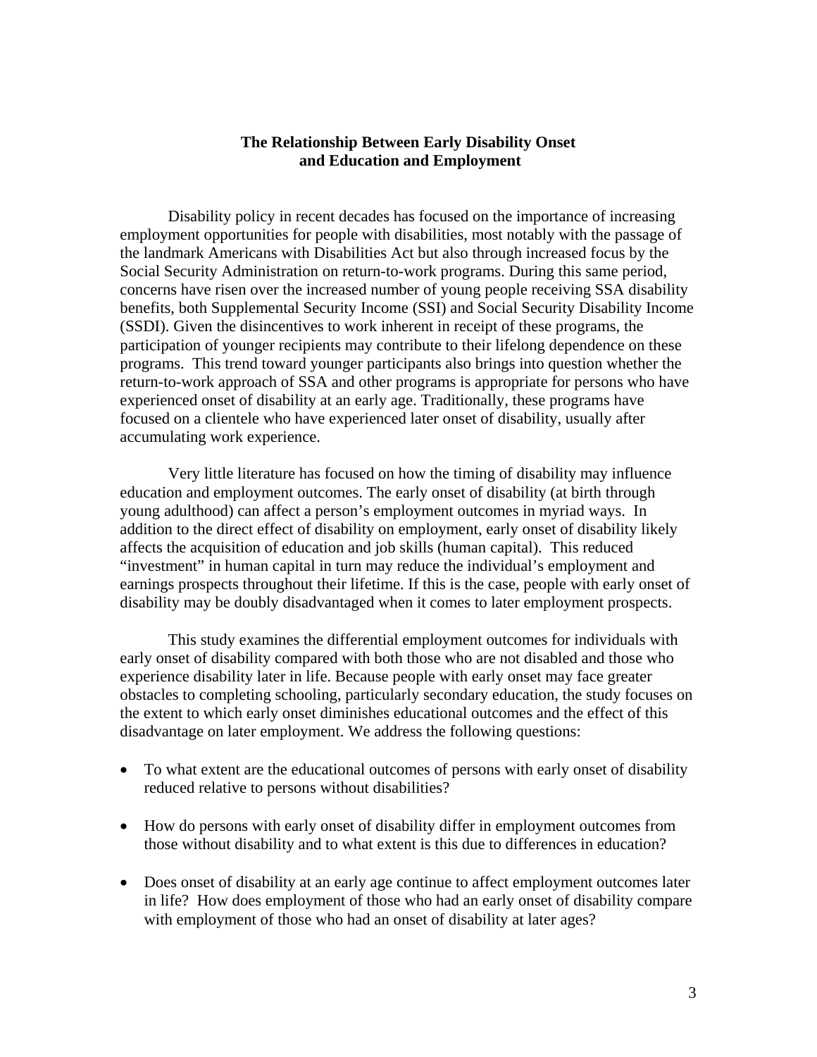# The Relationship Between Early Disability Onset and Education and Employment

Disability policy in recent decades has focused on the importance of increasing employment opportunities for people with disabilities, most notably with the passage of the landmark Americans with Disabilities Act but also through increased focus by the Social Security Administration on return-to-work programs. During this same period, concerns have risen over the increased number of young people receiving SSA disability benefits, both Supplemental Security Income (SSI) and Social Security Disability Income (SSDI). Given the disincentives to work inherent in receipt of these programs, the participation of younger recipients may contribute to their lifelong dependence on these programs. This trend toward younger participants also brings into question whether the return-to-work approach of SSA and other programs is appropriate for persons who have experienced onset of disability at an early age. Traditionally, these programs have focused on a clientele who have experienced later onset of disability, usually after accumulating work experience.

Very little literature has focused on how the timing of disability may influence education and employment outcomes. The early onset of disability (at birth through young adulthood) can affect a person's employment outcomes in myriad ways. In addition to the direct effect of disability on employment, early onset of disability likely affects the acquisition of education and job skills (human capital). This reduced "investment" in human capital in turn may reduce the individual's employment and earnings prospects throughout their lifetime. If this is the case, people with early onset of disability may be doubly disadvantaged when it comes to later employment prospects.

This study examines the differential employment outcomes for individuals with early onset of disability compared with both those who are not disabled and those who experience disability later in life. Because people with early onset may face greater obstacles to completing schooling, particularly secondary education, the study focuses on the extent to which early onset diminishes educational outcomes and the effect of this disadvantage on later employment. We address the following questions:

- To what extent are the educational outcomes of persons with early onset of disability reduced relative to persons without disabilities?
- How do persons with early onset of disability differ in employment outcomes from those without disability and to what extent is this due to differences in education?
- Does onset of disability at an early age continue to affect employment outcomes later in life? How does employment of those who had an early onset of disability compare with employment of those who had an onset of disability at later ages?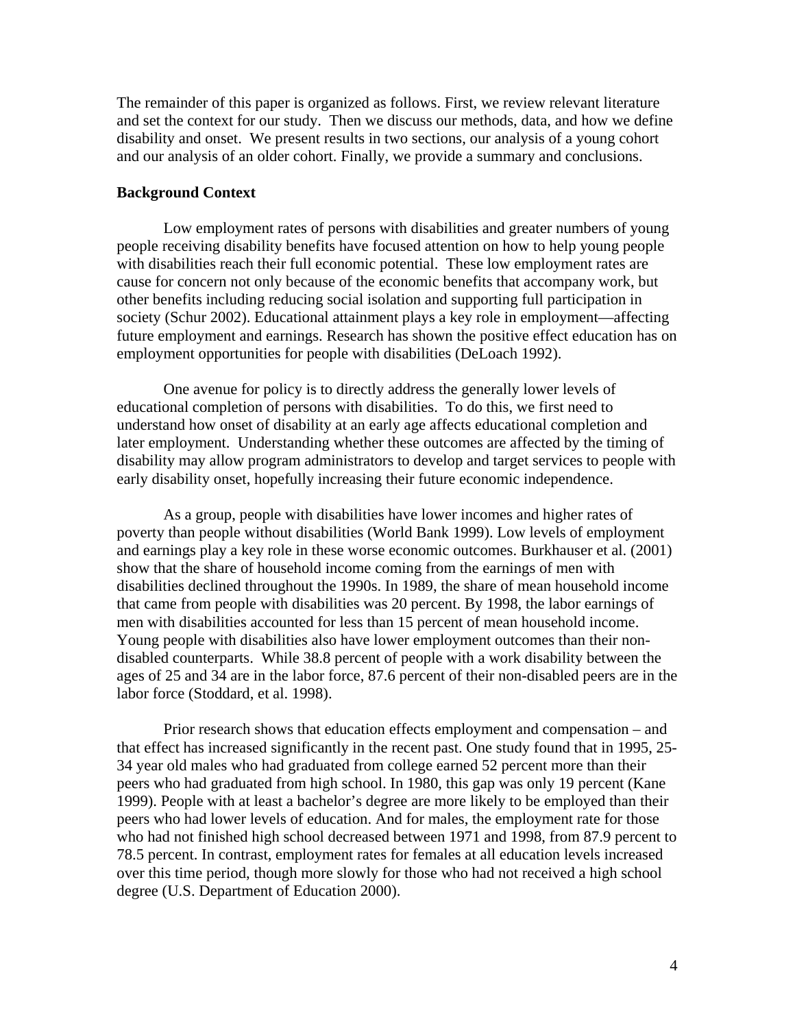The remainder of this paper is organized as follows. First, we review relevant literature and set the context for our study. Then we discuss our methods, data, and how we define disability and onset. We present results in two sections, our analysis of a young cohort and our analysis of an older cohort. Finally, we provide a summary and conclusions.

**Background Context**

Low employment rates of persons with disabilities and greater numbers of young people receiving disability benefits have focused attention on how to help young people with disabilities reach their full economic potential. These low employment rates are cause for concern not only because of the economic benefits that accompany work, but other benefits including reducing social isolation and supporting full participation in society (Schur 2002). Educational attainment plays a key role in employment—affecting future employment and earnings. Research has shown the positive effect education has on employment opportunities for people with disabilities (DeLoach 1992).

One avenue for policy is to directly address the generally lower levels of educational completion of persons with disabilities. To do this, we first need to understand how onset of disability at an early age affects educational completion and later employment. Understanding whether these outcomes are affected by the timing of disability may allow program administrators to develop and target services to people with early disability onset, hopefully increasing their future economic independence.

As a group, people with disabilities have lower incomes and higher rates of poverty than people without disabilities (World Bank 1999). Low levels of employment and earnings play a key role in these worse economic outcomes. Burkhauser et al. (2001) show that the share of household income coming from the earnings of men with disabilities declined throughout the 1990s. In 1989, the share of mean household income that came from people with disabilities was 20 percent. By 1998, the labor earnings of men with disabilities accounted for less than 15 percent of mean household income. Young people with disabilities also have lower employment outcomes than their non-disabled counterparts. While 38.8 percent of people with a work disability between the ages of 25 and 34 are in the labor force, 87.6 percent of their non-disabled peers are in the labor force (Stoddard, et al. 1998).

Prior research shows that education effects employment and compensation – and that effect has increased significantly in the recent past. One study found that in 1995, 25-34 year old males who had graduated from college earned 52 percent more than their peers who had graduated from high school. In 1980, this gap was only 19 percent (Kane 1999). People with at least a bachelor's degree are more likely to be employed than their peers who had lower levels of education. And for males, the employment rate for those who had not finished high school decreased between 1971 and 1998, from 87.9 percent to 78.5 percent. In contrast, employment rates for females at all education levels increased over this time period, though more slowly for those who had not received a high school degree (U.S. Department of Education 2000).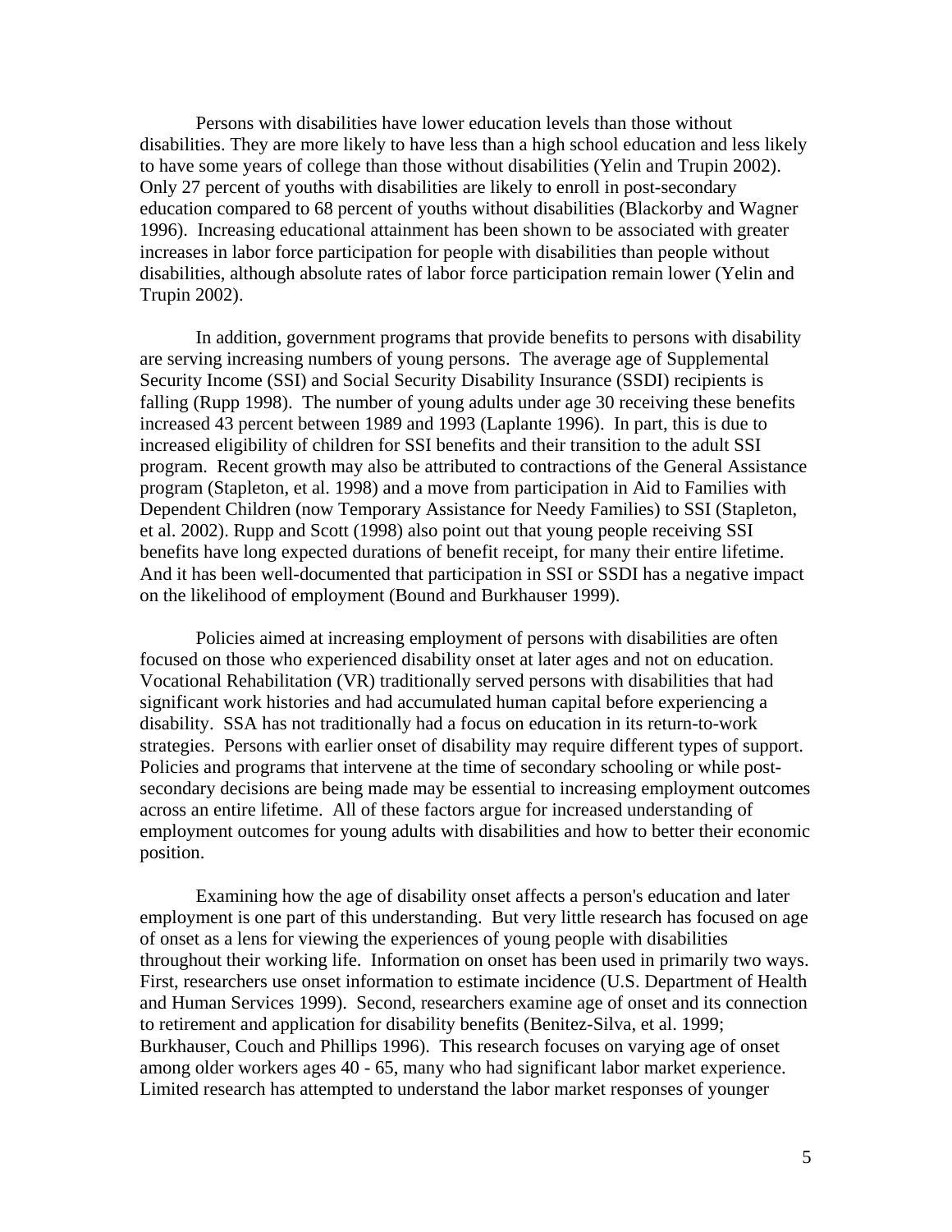Persons with disabilities have lower education levels than those without disabilities. They are more likely to have less than a high school education and less likely to have some years of college than those without disabilities (Yelin and Trupin 2002). Only 27 percent of youths with disabilities are likely to enroll in post-secondary education compared to 68 percent of youths without disabilities (Blackorby and Wagner 1996). Increasing educational attainment has been shown to be associated with greater increases in labor force participation for people with disabilities than people without disabilities, although absolute rates of labor force participation remain lower (Yelin and Trupin 2002).

In addition, government programs that provide benefits to persons with disability are serving increasing numbers of young persons. The average age of Supplemental Security Income (SSI) and Social Security Disability Insurance (SSDI) recipients is falling (Rupp 1998). The number of young adults under age 30 receiving these benefits increased 43 percent between 1989 and 1993 (Laplante 1996). In part, this is due to increased eligibility of children for SSI benefits and their transition to the adult SSI program. Recent growth may also be attributed to contractions of the General Assistance program (Stapleton, et al. 1998) and a move from participation in Aid to Families with Dependent Children (now Temporary Assistance for Needy Families) to SSI (Stapleton, et al. 2002). Rupp and Scott (1998) also point out that young people receiving SSI benefits have long expected durations of benefit receipt, for many their entire lifetime. And it has been well-documented that participation in SSI or SSDI has a negative impact on the likelihood of employment (Bound and Burkhauser 1999).

Policies aimed at increasing employment of persons with disabilities are often focused on those who experienced disability onset at later ages and not on education. Vocational Rehabilitation (VR) traditionally served persons with disabilities that had significant work histories and had accumulated human capital before experiencing a disability. SSA has not traditionally had a focus on education in its return-to-work strategies. Persons with earlier onset of disability may require different types of support. Policies and programs that intervene at the time of secondary schooling or while post-secondary decisions are being made may be essential to increasing employment outcomes across an entire lifetime. All of these factors argue for increased understanding of employment outcomes for young adults with disabilities and how to better their economic position.

Examining how the age of disability onset affects a person's education and later employment is one part of this understanding. But very little research has focused on age of onset as a lens for viewing the experiences of young people with disabilities throughout their working life. Information on onset has been used in primarily two ways. First, researchers use onset information to estimate incidence (U.S. Department of Health and Human Services 1999). Second, researchers examine age of onset and its connection to retirement and application for disability benefits (Benitez-Silva, et al. 1999; Burkhauser, Couch and Phillips 1996). This research focuses on varying age of onset among older workers ages 40 - 65, many who had significant labor market experience. Limited research has attempted to understand the labor market responses of younger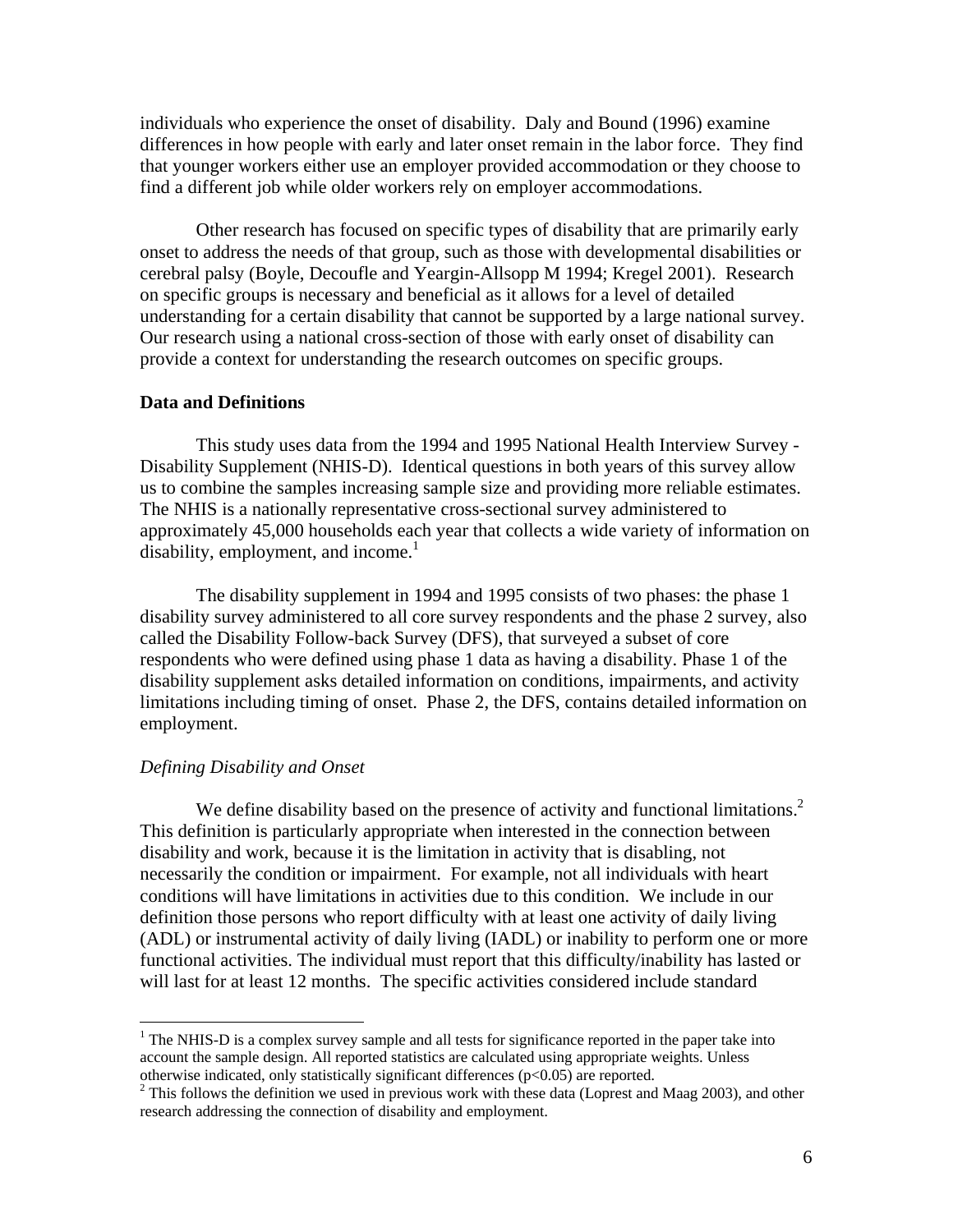individuals who experience the onset of disability. Daly and Bound (1996) examine differences in how people with early and later onset remain in the labor force. They find that younger workers either use an employer provided accommodation or they choose to find a different job while older workers rely on employer accommodations.

Other research has focused on specific types of disability that are primarily early onset to address the needs of that group, such as those with developmental disabilities or cerebral palsy (Boyle, Decoufle and Yeargin-Allsopp M 1994; Kregel 2001). Research on specific groups is necessary and beneficial as it allows for a level of detailed understanding for a certain disability that cannot be supported by a large national survey. Our research using a national cross-section of those with early onset of disability can provide a context for understanding the research outcomes on specific groups.

**Data and Definitions**

This study uses data from the 1994 and 1995 National Health Interview Survey - Disability Supplement (NHIS-D). Identical questions in both years of this survey allow us to combine the samples increasing sample size and providing more reliable estimates. The NHIS is a nationally representative cross-sectional survey administered to approximately 45,000 households each year that collects a wide variety of information on disability, employment, and income.[1]

The disability supplement in 1994 and 1995 consists of two phases: the phase 1 disability survey administered to all core survey respondents and the phase 2 survey, also called the Disability Follow-back Survey (DFS), that surveyed a subset of core respondents who were defined using phase 1 data as having a disability. Phase 1 of the disability supplement asks detailed information on conditions, impairments, and activity limitations including timing of onset. Phase 2, the DFS, contains detailed information on employment.

*Defining Disability and Onset*

We define disability based on the presence of activity and functional limitations.[2] This definition is particularly appropriate when interested in the connection between disability and work, because it is the limitation in activity that is disabling, not necessarily the condition or impairment. For example, not all individuals with heart conditions will have limitations in activities due to this condition. We include in our definition those persons who report difficulty with at least one activity of daily living (ADL) or instrumental activity of daily living (IADL) or inability to perform one or more functional activities. The individual must report that this difficulty/inability has lasted or will last for at least 12 months. The specific activities considered include standard

[1] The NHIS-D is a complex survey sample and all tests for significance reported in the paper take into account the sample design. All reported statistics are calculated using appropriate weights. Unless otherwise indicated, only statistically significant differences ($p<0.05$) are reported.

[2] This follows the definition we used in previous work with these data (Loprest and Maag 2003), and other research addressing the connection of disability and employment.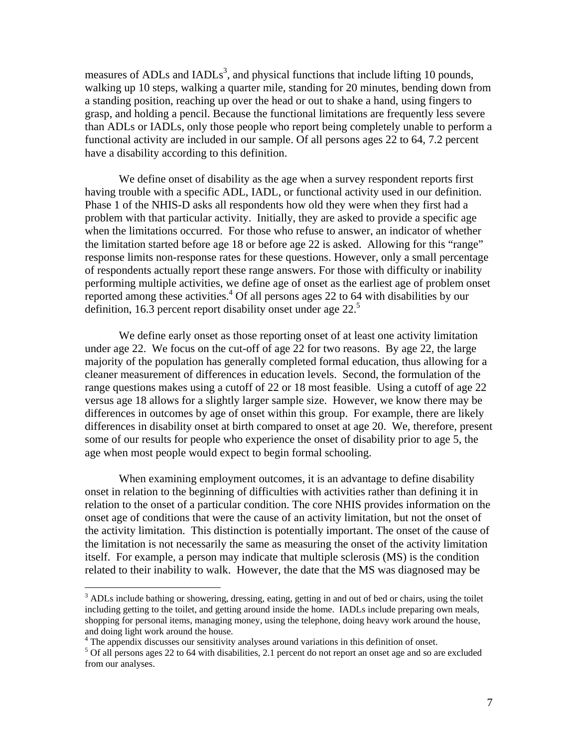measures of ADLs and IADLs[3], and physical functions that include lifting 10 pounds, walking up 10 steps, walking a quarter mile, standing for 20 minutes, bending down from a standing position, reaching up over the head or out to shake a hand, using fingers to grasp, and holding a pencil. Because the functional limitations are frequently less severe than ADLs or IADLs, only those people who report being completely unable to perform a functional activity are included in our sample. Of all persons ages 22 to 64, 7.2 percent have a disability according to this definition.

We define onset of disability as the age when a survey respondent reports first having trouble with a specific ADL, IADL, or functional activity used in our definition. Phase 1 of the NHIS-D asks all respondents how old they were when they first had a problem with that particular activity. Initially, they are asked to provide a specific age when the limitations occurred. For those who refuse to answer, an indicator of whether the limitation started before age 18 or before age 22 is asked. Allowing for this "range" response limits non-response rates for these questions. However, only a small percentage of respondents actually report these range answers. For those with difficulty or inability performing multiple activities, we define age of onset as the earliest age of problem onset reported among these activities.[4] Of all persons ages 22 to 64 with disabilities by our definition, 16.3 percent report disability onset under age 22.[5]

We define early onset as those reporting onset of at least one activity limitation under age 22. We focus on the cut-off of age 22 for two reasons. By age 22, the large majority of the population has generally completed formal education, thus allowing for a cleaner measurement of differences in education levels. Second, the formulation of the range questions makes using a cutoff of 22 or 18 most feasible. Using a cutoff of age 22 versus age 18 allows for a slightly larger sample size. However, we know there may be differences in outcomes by age of onset within this group. For example, there are likely differences in disability onset at birth compared to onset at age 20. We, therefore, present some of our results for people who experience the onset of disability prior to age 5, the age when most people would expect to begin formal schooling.

When examining employment outcomes, it is an advantage to define disability onset in relation to the beginning of difficulties with activities rather than defining it in relation to the onset of a particular condition. The core NHIS provides information on the onset age of conditions that were the cause of an activity limitation, but not the onset of the activity limitation. This distinction is potentially important. The onset of the cause of the limitation is not necessarily the same as measuring the onset of the activity limitation itself. For example, a person may indicate that multiple sclerosis (MS) is the condition related to their inability to walk. However, the date that the MS was diagnosed may be

---

[3] ADLs include bathing or showering, dressing, eating, getting in and out of bed or chairs, using the toilet including getting to the toilet, and getting around inside the home. IADLs include preparing own meals, shopping for personal items, managing money, using the telephone, doing heavy work around the house, and doing light work around the house.

[4] The appendix discusses our sensitivity analyses around variations in this definition of onset.

[5] Of all persons ages 22 to 64 with disabilities, 2.1 percent do not report an onset age and so are excluded from our analyses.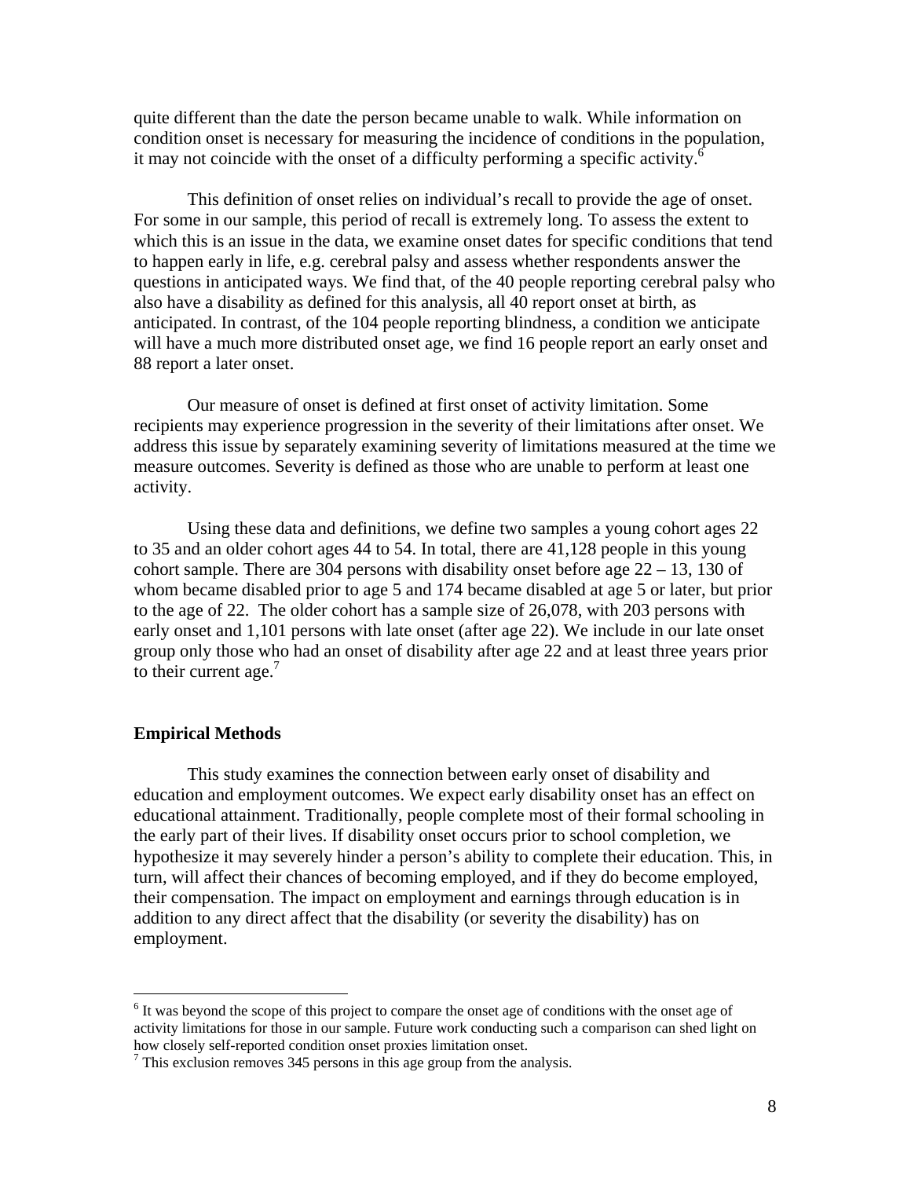quite different than the date the person became unable to walk. While information on condition onset is necessary for measuring the incidence of conditions in the population, it may not coincide with the onset of a difficulty performing a specific activity.[6]

This definition of onset relies on individual's recall to provide the age of onset. For some in our sample, this period of recall is extremely long. To assess the extent to which this is an issue in the data, we examine onset dates for specific conditions that tend to happen early in life, e.g. cerebral palsy and assess whether respondents answer the questions in anticipated ways. We find that, of the 40 people reporting cerebral palsy who also have a disability as defined for this analysis, all 40 report onset at birth, as anticipated. In contrast, of the 104 people reporting blindness, a condition we anticipate will have a much more distributed onset age, we find 16 people report an early onset and 88 report a later onset.

Our measure of onset is defined at first onset of activity limitation. Some recipients may experience progression in the severity of their limitations after onset. We address this issue by separately examining severity of limitations measured at the time we measure outcomes. Severity is defined as those who are unable to perform at least one activity.

Using these data and definitions, we define two samples a young cohort ages 22 to 35 and an older cohort ages 44 to 54. In total, there are 41,128 people in this young cohort sample. There are 304 persons with disability onset before age 22 – 13, 130 of whom became disabled prior to age 5 and 174 became disabled at age 5 or later, but prior to the age of 22. The older cohort has a sample size of 26,078, with 203 persons with early onset and 1,101 persons with late onset (after age 22). We include in our late onset group only those who had an onset of disability after age 22 and at least three years prior to their current age.[7]

## Empirical Methods

This study examines the connection between early onset of disability and education and employment outcomes. We expect early disability onset has an effect on educational attainment. Traditionally, people complete most of their formal schooling in the early part of their lives. If disability onset occurs prior to school completion, we hypothesize it may severely hinder a person's ability to complete their education. This, in turn, will affect their chances of becoming employed, and if they do become employed, their compensation. The impact on employment and earnings through education is in addition to any direct affect that the disability (or severity the disability) has on employment.

---

[6] It was beyond the scope of this project to compare the onset age of conditions with the onset age of activity limitations for those in our sample. Future work conducting such a comparison can shed light on how closely self-reported condition onset proxies limitation onset.

[7] This exclusion removes 345 persons in this age group from the analysis.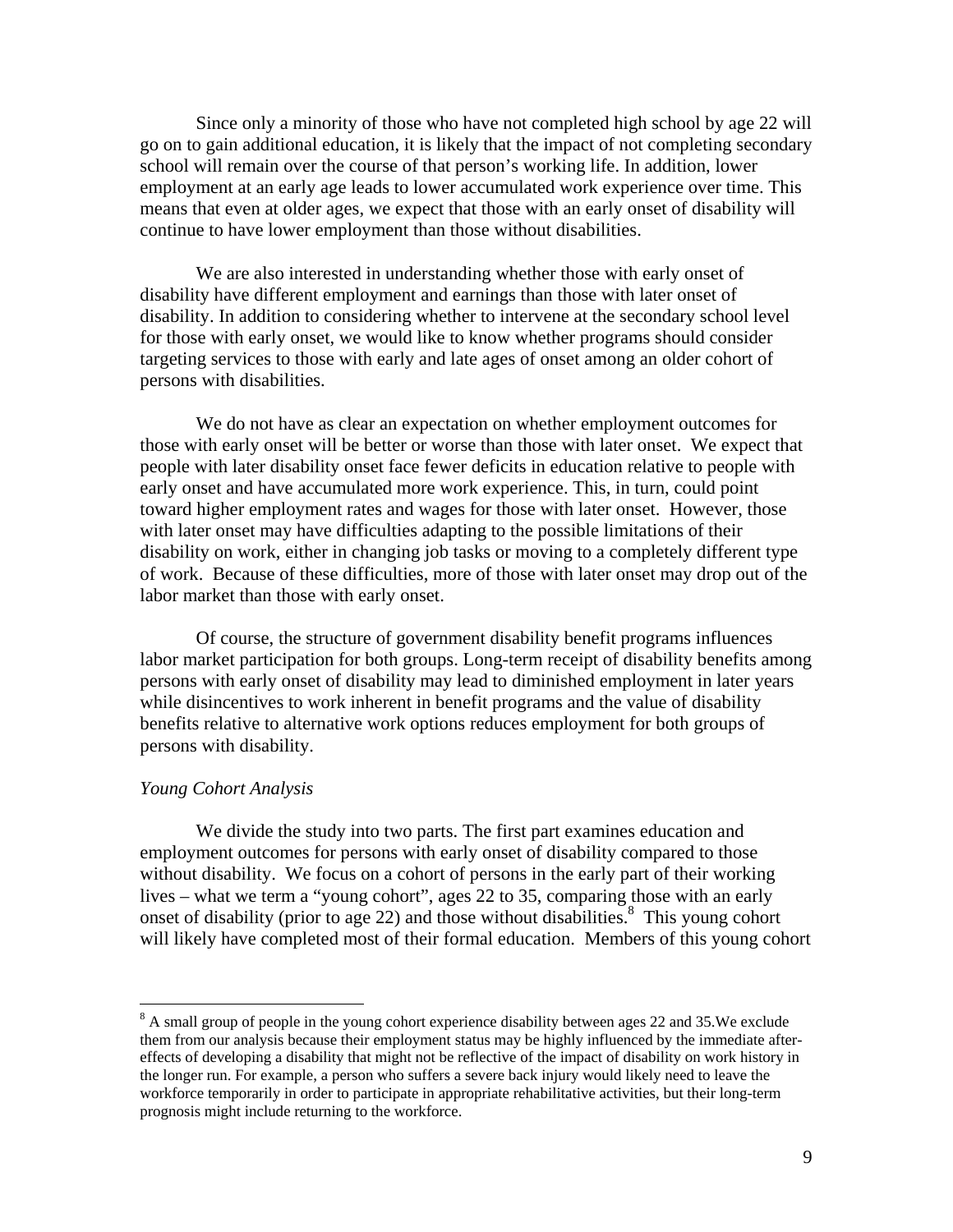Since only a minority of those who have not completed high school by age 22 will go on to gain additional education, it is likely that the impact of not completing secondary school will remain over the course of that person's working life. In addition, lower employment at an early age leads to lower accumulated work experience over time. This means that even at older ages, we expect that those with an early onset of disability will continue to have lower employment than those without disabilities.

We are also interested in understanding whether those with early onset of disability have different employment and earnings than those with later onset of disability. In addition to considering whether to intervene at the secondary school level for those with early onset, we would like to know whether programs should consider targeting services to those with early and late ages of onset among an older cohort of persons with disabilities.

We do not have as clear an expectation on whether employment outcomes for those with early onset will be better or worse than those with later onset. We expect that people with later disability onset face fewer deficits in education relative to people with early onset and have accumulated more work experience. This, in turn, could point toward higher employment rates and wages for those with later onset. However, those with later onset may have difficulties adapting to the possible limitations of their disability on work, either in changing job tasks or moving to a completely different type of work. Because of these difficulties, more of those with later onset may drop out of the labor market than those with early onset.

Of course, the structure of government disability benefit programs influences labor market participation for both groups. Long-term receipt of disability benefits among persons with early onset of disability may lead to diminished employment in later years while disincentives to work inherent in benefit programs and the value of disability benefits relative to alternative work options reduces employment for both groups of persons with disability.

*Young Cohort Analysis*

We divide the study into two parts. The first part examines education and employment outcomes for persons with early onset of disability compared to those without disability. We focus on a cohort of persons in the early part of their working lives – what we term a "young cohort", ages 22 to 35, comparing those with an early onset of disability (prior to age 22) and those without disabilities.[8] This young cohort will likely have completed most of their formal education. Members of this young cohort

[8] A small group of people in the young cohort experience disability between ages 22 and 35.We exclude them from our analysis because their employment status may be highly influenced by the immediate after-effects of developing a disability that might not be reflective of the impact of disability on work history in the longer run. For example, a person who suffers a severe back injury would likely need to leave the workforce temporarily in order to participate in appropriate rehabilitative activities, but their long-term prognosis might include returning to the workforce.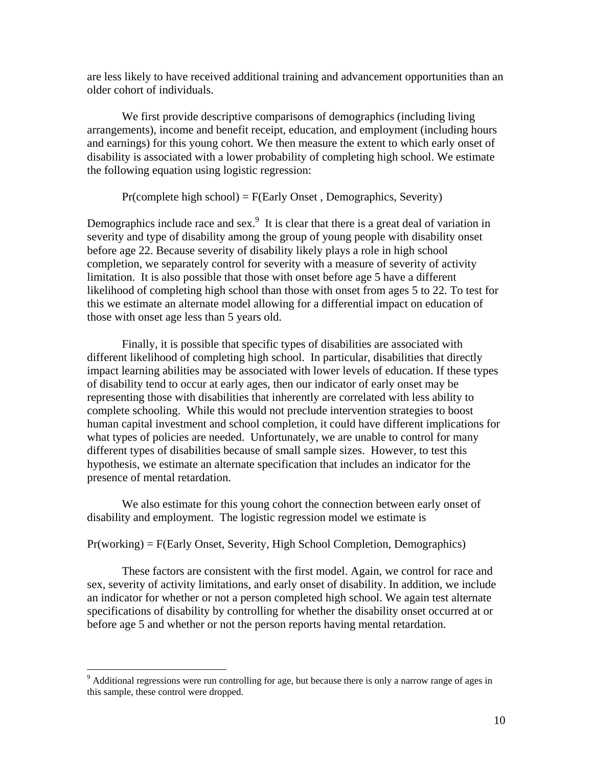are less likely to have received additional training and advancement opportunities than an older cohort of individuals.

We first provide descriptive comparisons of demographics (including living arrangements), income and benefit receipt, education, and employment (including hours and earnings) for this young cohort. We then measure the extent to which early onset of disability is associated with a lower probability of completing high school. We estimate the following equation using logistic regression:

Pr(complete high school) = F(Early Onset , Demographics, Severity)

Demographics include race and sex.[9] It is clear that there is a great deal of variation in severity and type of disability among the group of young people with disability onset before age 22. Because severity of disability likely plays a role in high school completion, we separately control for severity with a measure of severity of activity limitation. It is also possible that those with onset before age 5 have a different likelihood of completing high school than those with onset from ages 5 to 22. To test for this we estimate an alternate model allowing for a differential impact on education of those with onset age less than 5 years old.

Finally, it is possible that specific types of disabilities are associated with different likelihood of completing high school. In particular, disabilities that directly impact learning abilities may be associated with lower levels of education. If these types of disability tend to occur at early ages, then our indicator of early onset may be representing those with disabilities that inherently are correlated with less ability to complete schooling. While this would not preclude intervention strategies to boost human capital investment and school completion, it could have different implications for what types of policies are needed. Unfortunately, we are unable to control for many different types of disabilities because of small sample sizes. However, to test this hypothesis, we estimate an alternate specification that includes an indicator for the presence of mental retardation.

We also estimate for this young cohort the connection between early onset of disability and employment. The logistic regression model we estimate is

Pr(working) = F(Early Onset, Severity, High School Completion, Demographics)

These factors are consistent with the first model. Again, we control for race and sex, severity of activity limitations, and early onset of disability. In addition, we include an indicator for whether or not a person completed high school. We again test alternate specifications of disability by controlling for whether the disability onset occurred at or before age 5 and whether or not the person reports having mental retardation.

---

[9] Additional regressions were run controlling for age, but because there is only a narrow range of ages in this sample, these control were dropped.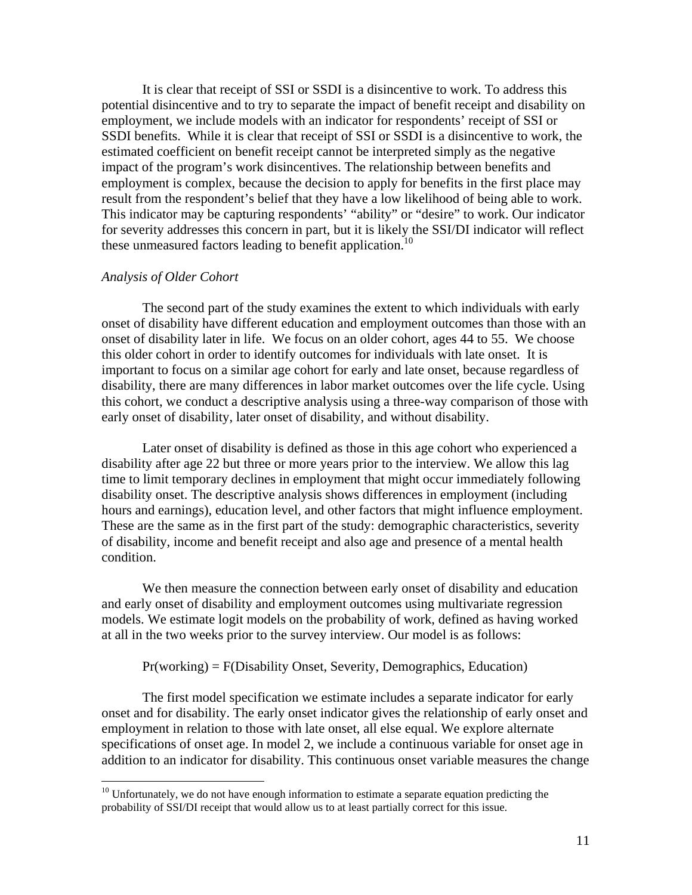It is clear that receipt of SSI or SSDI is a disincentive to work. To address this potential disincentive and to try to separate the impact of benefit receipt and disability on employment, we include models with an indicator for respondents' receipt of SSI or SSDI benefits. While it is clear that receipt of SSI or SSDI is a disincentive to work, the estimated coefficient on benefit receipt cannot be interpreted simply as the negative impact of the program's work disincentives. The relationship between benefits and employment is complex, because the decision to apply for benefits in the first place may result from the respondent's belief that they have a low likelihood of being able to work. This indicator may be capturing respondents' "ability" or "desire" to work. Our indicator for severity addresses this concern in part, but it is likely the SSI/DI indicator will reflect these unmeasured factors leading to benefit application.[10]

*Analysis of Older Cohort*

The second part of the study examines the extent to which individuals with early onset of disability have different education and employment outcomes than those with an onset of disability later in life. We focus on an older cohort, ages 44 to 55. We choose this older cohort in order to identify outcomes for individuals with late onset. It is important to focus on a similar age cohort for early and late onset, because regardless of disability, there are many differences in labor market outcomes over the life cycle. Using this cohort, we conduct a descriptive analysis using a three-way comparison of those with early onset of disability, later onset of disability, and without disability.

Later onset of disability is defined as those in this age cohort who experienced a disability after age 22 but three or more years prior to the interview. We allow this lag time to limit temporary declines in employment that might occur immediately following disability onset. The descriptive analysis shows differences in employment (including hours and earnings), education level, and other factors that might influence employment. These are the same as in the first part of the study: demographic characteristics, severity of disability, income and benefit receipt and also age and presence of a mental health condition.

We then measure the connection between early onset of disability and education and early onset of disability and employment outcomes using multivariate regression models. We estimate logit models on the probability of work, defined as having worked at all in the two weeks prior to the survey interview. Our model is as follows:

Pr(working) = F(Disability Onset, Severity, Demographics, Education)

The first model specification we estimate includes a separate indicator for early onset and for disability. The early onset indicator gives the relationship of early onset and employment in relation to those with late onset, all else equal. We explore alternate specifications of onset age. In model 2, we include a continuous variable for onset age in addition to an indicator for disability. This continuous onset variable measures the change

[10] Unfortunately, we do not have enough information to estimate a separate equation predicting the probability of SSI/DI receipt that would allow us to at least partially correct for this issue.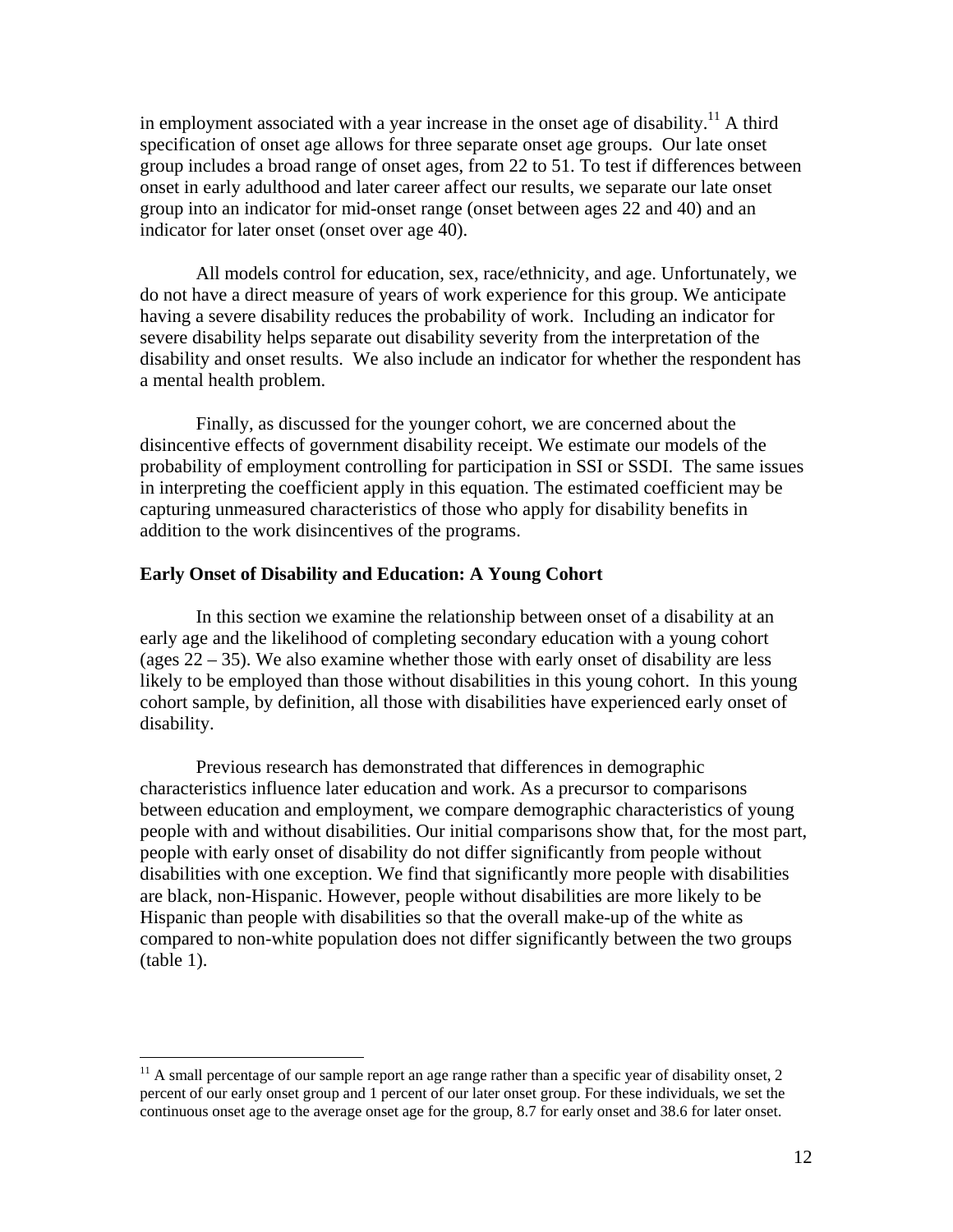in employment associated with a year increase in the onset age of disability.[11] A third specification of onset age allows for three separate onset age groups. Our late onset group includes a broad range of onset ages, from 22 to 51. To test if differences between onset in early adulthood and later career affect our results, we separate our late onset group into an indicator for mid-onset range (onset between ages 22 and 40) and an indicator for later onset (onset over age 40).

All models control for education, sex, race/ethnicity, and age. Unfortunately, we do not have a direct measure of years of work experience for this group. We anticipate having a severe disability reduces the probability of work. Including an indicator for severe disability helps separate out disability severity from the interpretation of the disability and onset results. We also include an indicator for whether the respondent has a mental health problem.

Finally, as discussed for the younger cohort, we are concerned about the disincentive effects of government disability receipt. We estimate our models of the probability of employment controlling for participation in SSI or SSDI. The same issues in interpreting the coefficient apply in this equation. The estimated coefficient may be capturing unmeasured characteristics of those who apply for disability benefits in addition to the work disincentives of the programs.

**Early Onset of Disability and Education: A Young Cohort**

In this section we examine the relationship between onset of a disability at an early age and the likelihood of completing secondary education with a young cohort (ages 22 – 35). We also examine whether those with early onset of disability are less likely to be employed than those without disabilities in this young cohort. In this young cohort sample, by definition, all those with disabilities have experienced early onset of disability.

Previous research has demonstrated that differences in demographic characteristics influence later education and work. As a precursor to comparisons between education and employment, we compare demographic characteristics of young people with and without disabilities. Our initial comparisons show that, for the most part, people with early onset of disability do not differ significantly from people without disabilities with one exception. We find that significantly more people with disabilities are black, non-Hispanic. However, people without disabilities are more likely to be Hispanic than people with disabilities so that the overall make-up of the white as compared to non-white population does not differ significantly between the two groups (table 1).

---

[11] A small percentage of our sample report an age range rather than a specific year of disability onset, 2 percent of our early onset group and 1 percent of our later onset group. For these individuals, we set the continuous onset age to the average onset age for the group, 8.7 for early onset and 38.6 for later onset.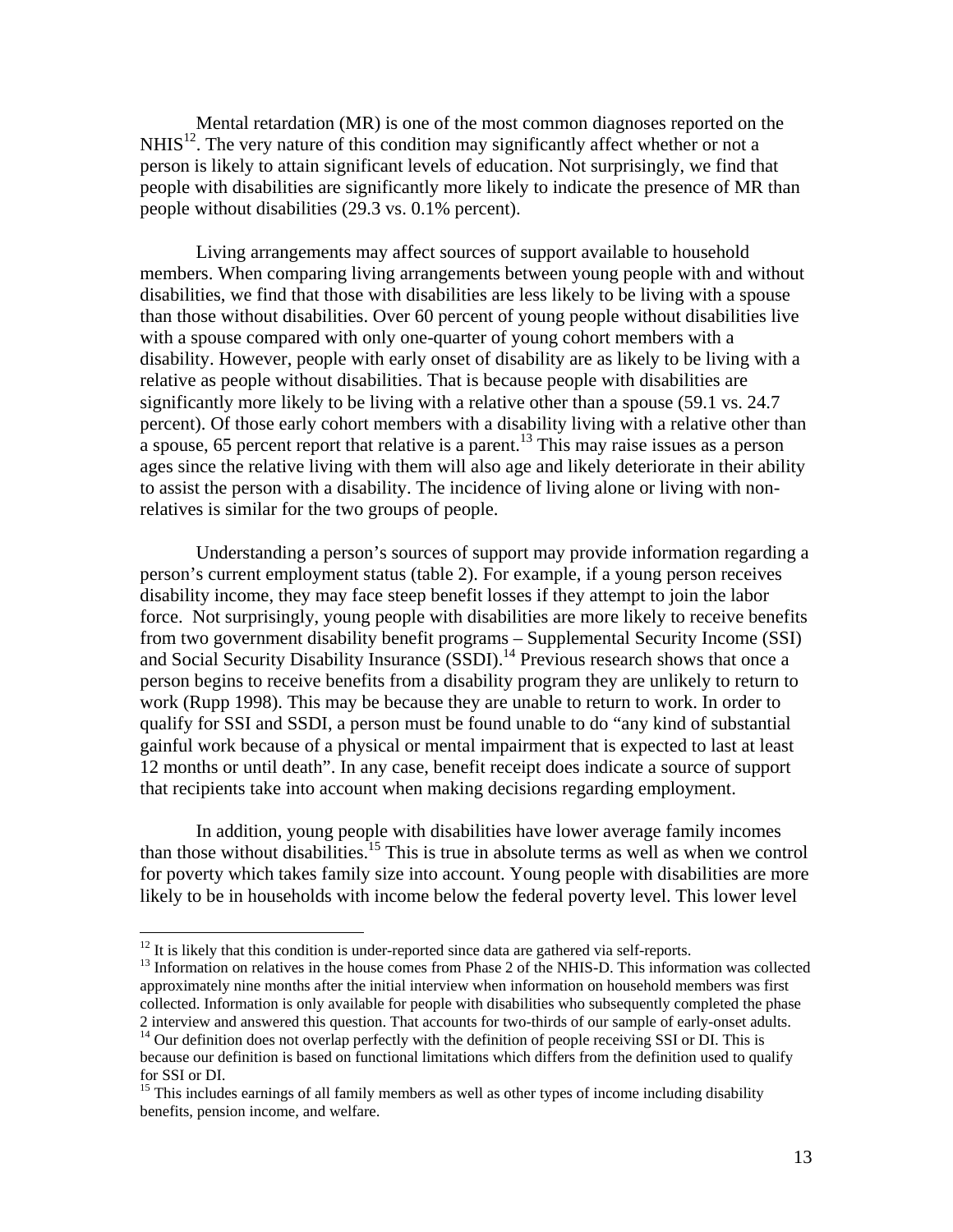Mental retardation (MR) is one of the most common diagnoses reported on the NHIS[12]. The very nature of this condition may significantly affect whether or not a person is likely to attain significant levels of education. Not surprisingly, we find that people with disabilities are significantly more likely to indicate the presence of MR than people without disabilities (29.3 vs. 0.1% percent).

Living arrangements may affect sources of support available to household members. When comparing living arrangements between young people with and without disabilities, we find that those with disabilities are less likely to be living with a spouse than those without disabilities. Over 60 percent of young people without disabilities live with a spouse compared with only one-quarter of young cohort members with a disability. However, people with early onset of disability are as likely to be living with a relative as people without disabilities. That is because people with disabilities are significantly more likely to be living with a relative other than a spouse (59.1 vs. 24.7 percent). Of those early cohort members with a disability living with a relative other than a spouse, 65 percent report that relative is a parent.[13] This may raise issues as a person ages since the relative living with them will also age and likely deteriorate in their ability to assist the person with a disability. The incidence of living alone or living with non-relatives is similar for the two groups of people.

Understanding a person's sources of support may provide information regarding a person's current employment status (table 2). For example, if a young person receives disability income, they may face steep benefit losses if they attempt to join the labor force. Not surprisingly, young people with disabilities are more likely to receive benefits from two government disability benefit programs – Supplemental Security Income (SSI) and Social Security Disability Insurance (SSDI).[14] Previous research shows that once a person begins to receive benefits from a disability program they are unlikely to return to work (Rupp 1998). This may be because they are unable to return to work. In order to qualify for SSI and SSDI, a person must be found unable to do "any kind of substantial gainful work because of a physical or mental impairment that is expected to last at least 12 months or until death". In any case, benefit receipt does indicate a source of support that recipients take into account when making decisions regarding employment.

In addition, young people with disabilities have lower average family incomes than those without disabilities.[15] This is true in absolute terms as well as when we control for poverty which takes family size into account. Young people with disabilities are more likely to be in households with income below the federal poverty level. This lower level

---

[12] It is likely that this condition is under-reported since data are gathered via self-reports.

[13] Information on relatives in the house comes from Phase 2 of the NHIS-D. This information was collected approximately nine months after the initial interview when information on household members was first collected. Information is only available for people with disabilities who subsequently completed the phase 2 interview and answered this question. That accounts for two-thirds of our sample of early-onset adults.

[14] Our definition does not overlap perfectly with the definition of people receiving SSI or DI. This is because our definition is based on functional limitations which differs from the definition used to qualify for SSI or DI.

[15] This includes earnings of all family members as well as other types of income including disability benefits, pension income, and welfare.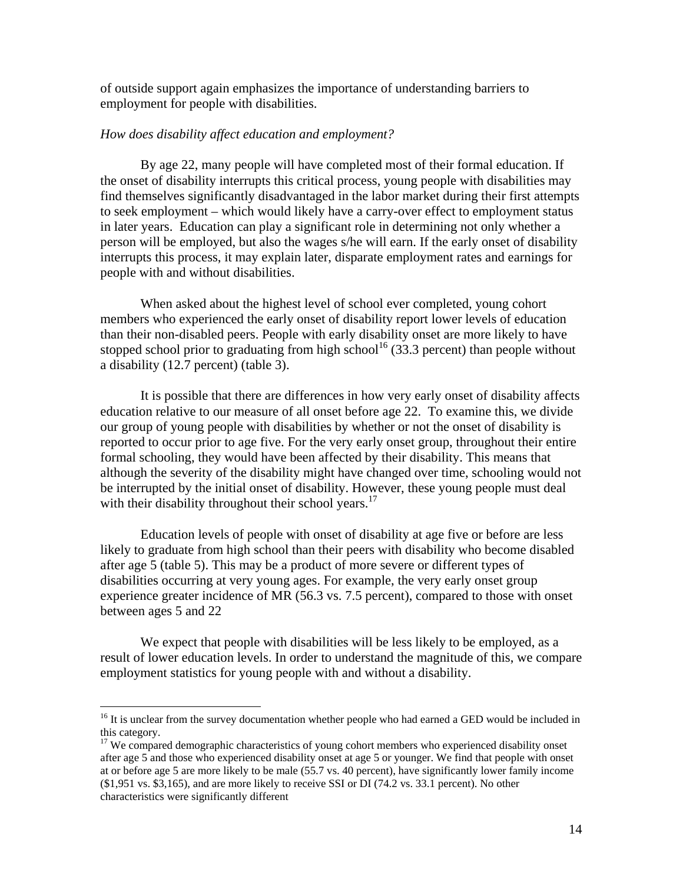of outside support again emphasizes the importance of understanding barriers to employment for people with disabilities.

*How does disability affect education and employment?*

By age 22, many people will have completed most of their formal education. If the onset of disability interrupts this critical process, young people with disabilities may find themselves significantly disadvantaged in the labor market during their first attempts to seek employment – which would likely have a carry-over effect to employment status in later years. Education can play a significant role in determining not only whether a person will be employed, but also the wages s/he will earn. If the early onset of disability interrupts this process, it may explain later, disparate employment rates and earnings for people with and without disabilities.

When asked about the highest level of school ever completed, young cohort members who experienced the early onset of disability report lower levels of education than their non-disabled peers. People with early disability onset are more likely to have stopped school prior to graduating from high school[16] (33.3 percent) than people without a disability (12.7 percent) (table 3).

It is possible that there are differences in how very early onset of disability affects education relative to our measure of all onset before age 22. To examine this, we divide our group of young people with disabilities by whether or not the onset of disability is reported to occur prior to age five. For the very early onset group, throughout their entire formal schooling, they would have been affected by their disability. This means that although the severity of the disability might have changed over time, schooling would not be interrupted by the initial onset of disability. However, these young people must deal with their disability throughout their school years.[17]

Education levels of people with onset of disability at age five or before are less likely to graduate from high school than their peers with disability who become disabled after age 5 (table 5). This may be a product of more severe or different types of disabilities occurring at very young ages. For example, the very early onset group experience greater incidence of MR (56.3 vs. 7.5 percent), compared to those with onset between ages 5 and 22

We expect that people with disabilities will be less likely to be employed, as a result of lower education levels. In order to understand the magnitude of this, we compare employment statistics for young people with and without a disability.

---

[16] It is unclear from the survey documentation whether people who had earned a GED would be included in this category.

[17] We compared demographic characteristics of young cohort members who experienced disability onset after age 5 and those who experienced disability onset at age 5 or younger. We find that people with onset at or before age 5 are more likely to be male (55.7 vs. 40 percent), have significantly lower family income ($1,951 vs. $3,165), and are more likely to receive SSI or DI (74.2 vs. 33.1 percent). No other characteristics were significantly different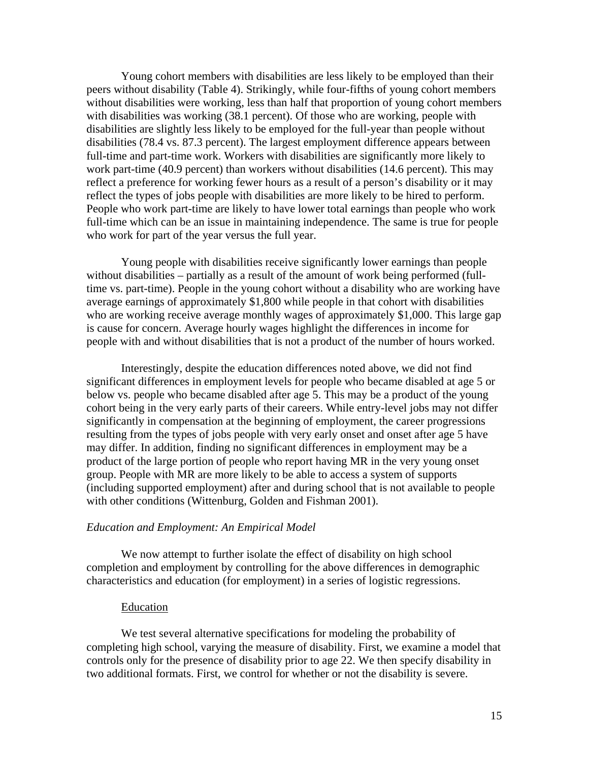Young cohort members with disabilities are less likely to be employed than their peers without disability (Table 4). Strikingly, while four-fifths of young cohort members without disabilities were working, less than half that proportion of young cohort members with disabilities was working (38.1 percent). Of those who are working, people with disabilities are slightly less likely to be employed for the full-year than people without disabilities (78.4 vs. 87.3 percent). The largest employment difference appears between full-time and part-time work. Workers with disabilities are significantly more likely to work part-time (40.9 percent) than workers without disabilities (14.6 percent). This may reflect a preference for working fewer hours as a result of a person's disability or it may reflect the types of jobs people with disabilities are more likely to be hired to perform. People who work part-time are likely to have lower total earnings than people who work full-time which can be an issue in maintaining independence. The same is true for people who work for part of the year versus the full year.

Young people with disabilities receive significantly lower earnings than people without disabilities – partially as a result of the amount of work being performed (full-time vs. part-time). People in the young cohort without a disability who are working have average earnings of approximately $1,800 while people in that cohort with disabilities who are working receive average monthly wages of approximately $1,000. This large gap is cause for concern. Average hourly wages highlight the differences in income for people with and without disabilities that is not a product of the number of hours worked.

Interestingly, despite the education differences noted above, we did not find significant differences in employment levels for people who became disabled at age 5 or below vs. people who became disabled after age 5. This may be a product of the young cohort being in the very early parts of their careers. While entry-level jobs may not differ significantly in compensation at the beginning of employment, the career progressions resulting from the types of jobs people with very early onset and onset after age 5 have may differ. In addition, finding no significant differences in employment may be a product of the large portion of people who report having MR in the very young onset group. People with MR are more likely to be able to access a system of supports (including supported employment) after and during school that is not available to people with other conditions (Wittenburg, Golden and Fishman 2001).

*Education and Employment: An Empirical Model*

We now attempt to further isolate the effect of disability on high school completion and employment by controlling for the above differences in demographic characteristics and education (for employment) in a series of logistic regressions.

<u>Education</u>

We test several alternative specifications for modeling the probability of completing high school, varying the measure of disability. First, we examine a model that controls only for the presence of disability prior to age 22. We then specify disability in two additional formats. First, we control for whether or not the disability is severe.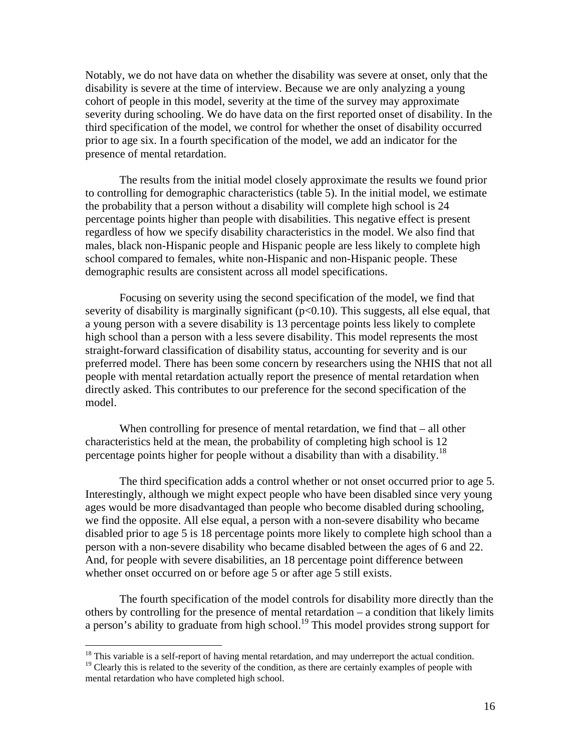Notably, we do not have data on whether the disability was severe at onset, only that the disability is severe at the time of interview. Because we are only analyzing a young cohort of people in this model, severity at the time of the survey may approximate severity during schooling. We do have data on the first reported onset of disability. In the third specification of the model, we control for whether the onset of disability occurred prior to age six. In a fourth specification of the model, we add an indicator for the presence of mental retardation.

The results from the initial model closely approximate the results we found prior to controlling for demographic characteristics (table 5). In the initial model, we estimate the probability that a person without a disability will complete high school is 24 percentage points higher than people with disabilities. This negative effect is present regardless of how we specify disability characteristics in the model. We also find that males, black non-Hispanic people and Hispanic people are less likely to complete high school compared to females, white non-Hispanic and non-Hispanic people. These demographic results are consistent across all model specifications.

Focusing on severity using the second specification of the model, we find that severity of disability is marginally significant ($p<0.10$). This suggests, all else equal, that a young person with a severe disability is 13 percentage points less likely to complete high school than a person with a less severe disability. This model represents the most straight-forward classification of disability status, accounting for severity and is our preferred model. There has been some concern by researchers using the NHIS that not all people with mental retardation actually report the presence of mental retardation when directly asked. This contributes to our preference for the second specification of the model.

When controlling for presence of mental retardation, we find that – all other characteristics held at the mean, the probability of completing high school is 12 percentage points higher for people without a disability than with a disability.[18]

The third specification adds a control whether or not onset occurred prior to age 5. Interestingly, although we might expect people who have been disabled since very young ages would be more disadvantaged than people who become disabled during schooling, we find the opposite. All else equal, a person with a non-severe disability who became disabled prior to age 5 is 18 percentage points more likely to complete high school than a person with a non-severe disability who became disabled between the ages of 6 and 22. And, for people with severe disabilities, an 18 percentage point difference between whether onset occurred on or before age 5 or after age 5 still exists.

The fourth specification of the model controls for disability more directly than the others by controlling for the presence of mental retardation – a condition that likely limits a person's ability to graduate from high school.[19] This model provides strong support for

---

[18] This variable is a self-report of having mental retardation, and may underreport the actual condition.

[19] Clearly this is related to the severity of the condition, as there are certainly examples of people with mental retardation who have completed high school.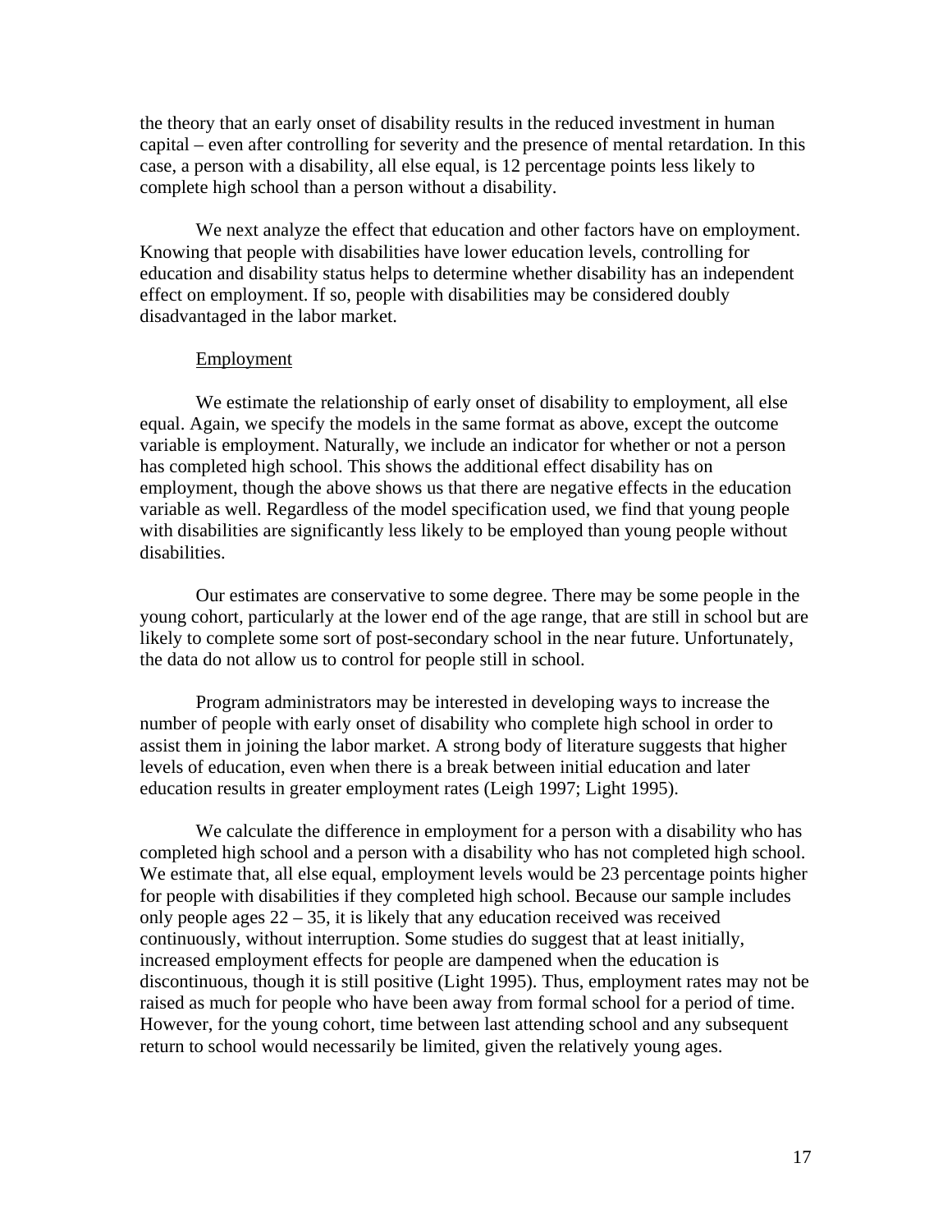the theory that an early onset of disability results in the reduced investment in human capital – even after controlling for severity and the presence of mental retardation. In this case, a person with a disability, all else equal, is 12 percentage points less likely to complete high school than a person without a disability.

We next analyze the effect that education and other factors have on employment. Knowing that people with disabilities have lower education levels, controlling for education and disability status helps to determine whether disability has an independent effect on employment. If so, people with disabilities may be considered doubly disadvantaged in the labor market.

### Employment

We estimate the relationship of early onset of disability to employment, all else equal. Again, we specify the models in the same format as above, except the outcome variable is employment. Naturally, we include an indicator for whether or not a person has completed high school. This shows the additional effect disability has on employment, though the above shows us that there are negative effects in the education variable as well. Regardless of the model specification used, we find that young people with disabilities are significantly less likely to be employed than young people without disabilities.

Our estimates are conservative to some degree. There may be some people in the young cohort, particularly at the lower end of the age range, that are still in school but are likely to complete some sort of post-secondary school in the near future. Unfortunately, the data do not allow us to control for people still in school.

Program administrators may be interested in developing ways to increase the number of people with early onset of disability who complete high school in order to assist them in joining the labor market. A strong body of literature suggests that higher levels of education, even when there is a break between initial education and later education results in greater employment rates (Leigh 1997; Light 1995).

We calculate the difference in employment for a person with a disability who has completed high school and a person with a disability who has not completed high school. We estimate that, all else equal, employment levels would be 23 percentage points higher for people with disabilities if they completed high school. Because our sample includes only people ages 22 – 35, it is likely that any education received was received continuously, without interruption. Some studies do suggest that at least initially, increased employment effects for people are dampened when the education is discontinuous, though it is still positive (Light 1995). Thus, employment rates may not be raised as much for people who have been away from formal school for a period of time. However, for the young cohort, time between last attending school and any subsequent return to school would necessarily be limited, given the relatively young ages.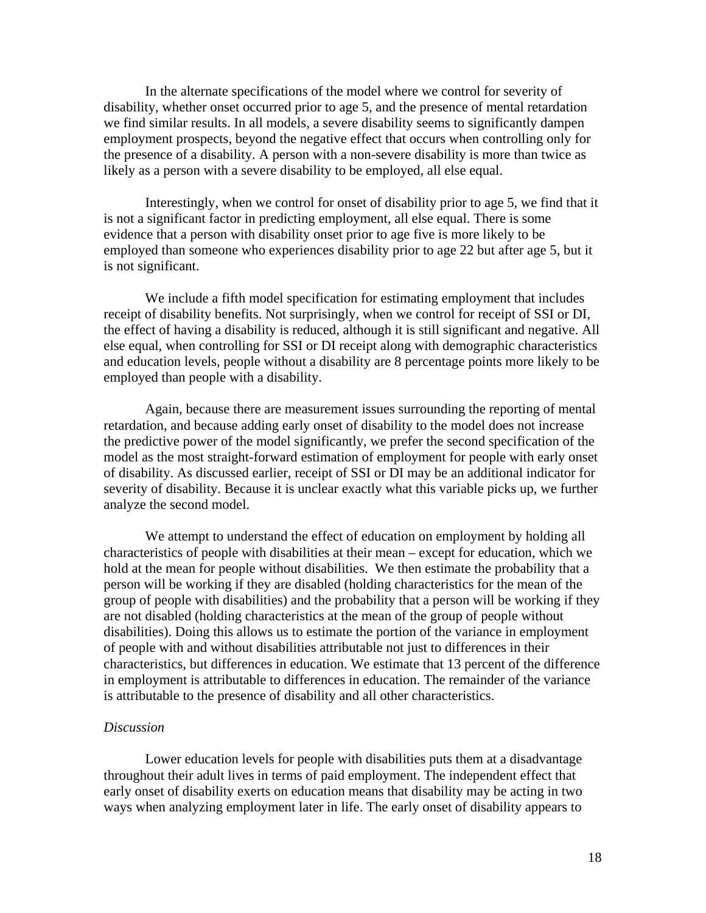In the alternate specifications of the model where we control for severity of disability, whether onset occurred prior to age 5, and the presence of mental retardation we find similar results. In all models, a severe disability seems to significantly dampen employment prospects, beyond the negative effect that occurs when controlling only for the presence of a disability. A person with a non-severe disability is more than twice as likely as a person with a severe disability to be employed, all else equal.

Interestingly, when we control for onset of disability prior to age 5, we find that it is not a significant factor in predicting employment, all else equal. There is some evidence that a person with disability onset prior to age five is more likely to be employed than someone who experiences disability prior to age 22 but after age 5, but it is not significant.

We include a fifth model specification for estimating employment that includes receipt of disability benefits. Not surprisingly, when we control for receipt of SSI or DI, the effect of having a disability is reduced, although it is still significant and negative. All else equal, when controlling for SSI or DI receipt along with demographic characteristics and education levels, people without a disability are 8 percentage points more likely to be employed than people with a disability.

Again, because there are measurement issues surrounding the reporting of mental retardation, and because adding early onset of disability to the model does not increase the predictive power of the model significantly, we prefer the second specification of the model as the most straight-forward estimation of employment for people with early onset of disability. As discussed earlier, receipt of SSI or DI may be an additional indicator for severity of disability. Because it is unclear exactly what this variable picks up, we further analyze the second model.

We attempt to understand the effect of education on employment by holding all characteristics of people with disabilities at their mean – except for education, which we hold at the mean for people without disabilities. We then estimate the probability that a person will be working if they are disabled (holding characteristics for the mean of the group of people with disabilities) and the probability that a person will be working if they are not disabled (holding characteristics at the mean of the group of people without disabilities). Doing this allows us to estimate the portion of the variance in employment of people with and without disabilities attributable not just to differences in their characteristics, but differences in education. We estimate that 13 percent of the difference in employment is attributable to differences in education. The remainder of the variance is attributable to the presence of disability and all other characteristics.

*Discussion*

Lower education levels for people with disabilities puts them at a disadvantage throughout their adult lives in terms of paid employment. The independent effect that early onset of disability exerts on education means that disability may be acting in two ways when analyzing employment later in life. The early onset of disability appears to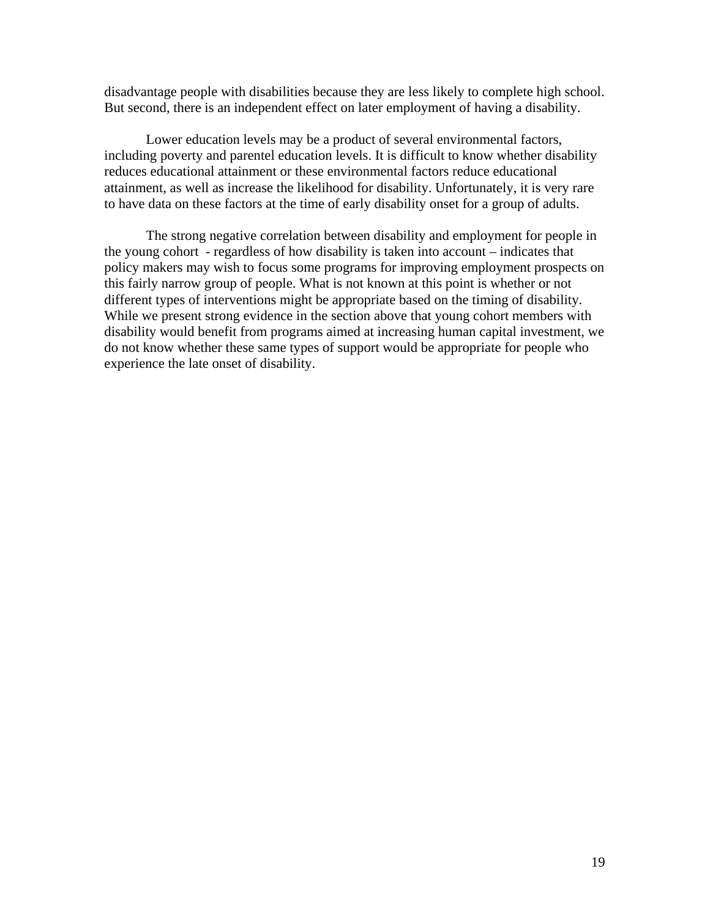disadvantage people with disabilities because they are less likely to complete high school. But second, there is an independent effect on later employment of having a disability.

Lower education levels may be a product of several environmental factors, including poverty and parentel education levels. It is difficult to know whether disability reduces educational attainment or these environmental factors reduce educational attainment, as well as increase the likelihood for disability. Unfortunately, it is very rare to have data on these factors at the time of early disability onset for a group of adults.

The strong negative correlation between disability and employment for people in the young cohort - regardless of how disability is taken into account – indicates that policy makers may wish to focus some programs for improving employment prospects on this fairly narrow group of people. What is not known at this point is whether or not different types of interventions might be appropriate based on the timing of disability. While we present strong evidence in the section above that young cohort members with disability would benefit from programs aimed at increasing human capital investment, we do not know whether these same types of support would be appropriate for people who experience the late onset of disability.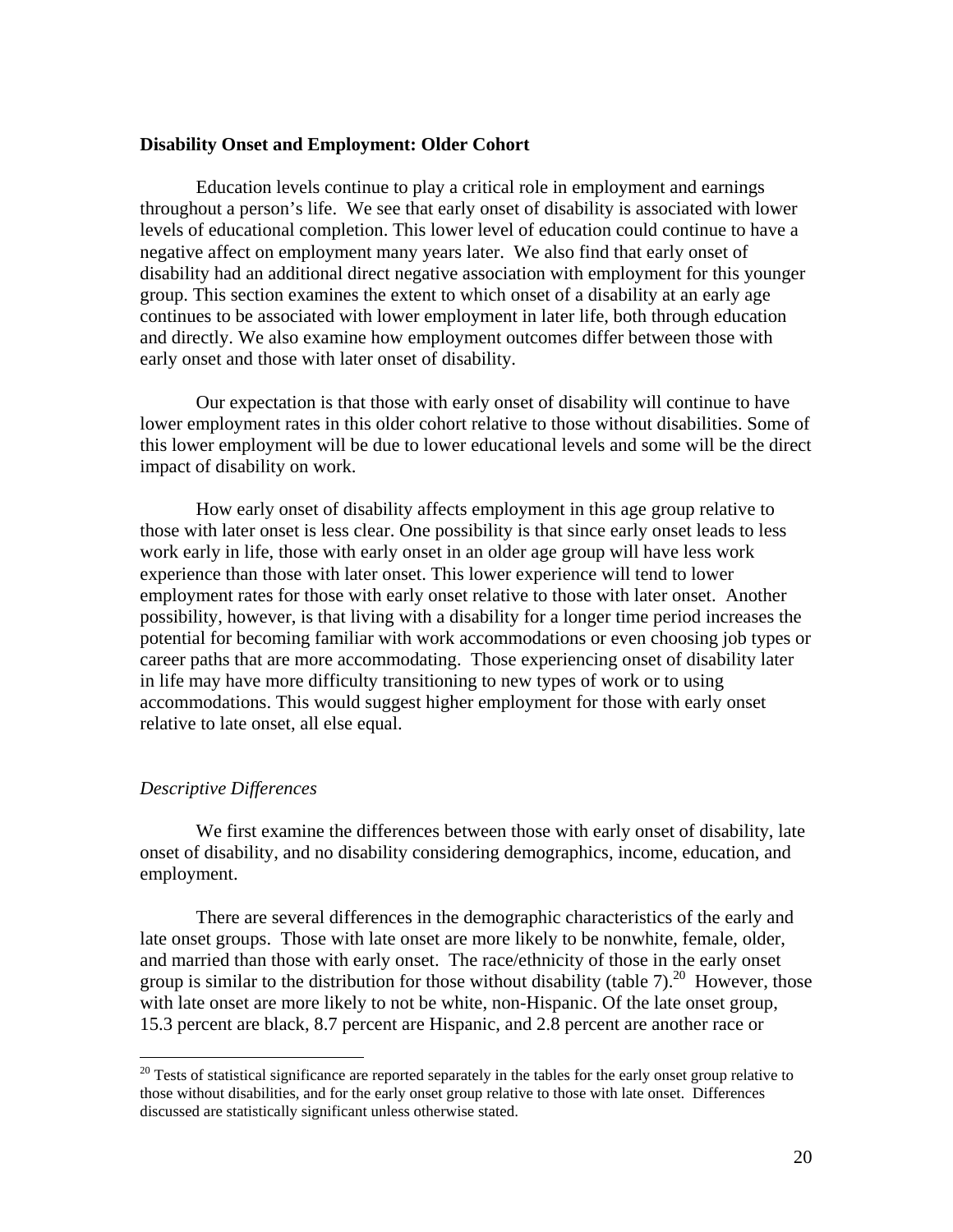**Disability Onset and Employment: Older Cohort**

Education levels continue to play a critical role in employment and earnings throughout a person's life. We see that early onset of disability is associated with lower levels of educational completion. This lower level of education could continue to have a negative affect on employment many years later. We also find that early onset of disability had an additional direct negative association with employment for this younger group. This section examines the extent to which onset of a disability at an early age continues to be associated with lower employment in later life, both through education and directly. We also examine how employment outcomes differ between those with early onset and those with later onset of disability.

Our expectation is that those with early onset of disability will continue to have lower employment rates in this older cohort relative to those without disabilities. Some of this lower employment will be due to lower educational levels and some will be the direct impact of disability on work.

How early onset of disability affects employment in this age group relative to those with later onset is less clear. One possibility is that since early onset leads to less work early in life, those with early onset in an older age group will have less work experience than those with later onset. This lower experience will tend to lower employment rates for those with early onset relative to those with later onset. Another possibility, however, is that living with a disability for a longer time period increases the potential for becoming familiar with work accommodations or even choosing job types or career paths that are more accommodating. Those experiencing onset of disability later in life may have more difficulty transitioning to new types of work or to using accommodations. This would suggest higher employment for those with early onset relative to late onset, all else equal.

*Descriptive Differences*

We first examine the differences between those with early onset of disability, late onset of disability, and no disability considering demographics, income, education, and employment.

There are several differences in the demographic characteristics of the early and late onset groups. Those with late onset are more likely to be nonwhite, female, older, and married than those with early onset. The race/ethnicity of those in the early onset group is similar to the distribution for those without disability (table 7).[20] However, those with late onset are more likely to not be white, non-Hispanic. Of the late onset group, 15.3 percent are black, 8.7 percent are Hispanic, and 2.8 percent are another race or

[20] Tests of statistical significance are reported separately in the tables for the early onset group relative to those without disabilities, and for the early onset group relative to those with late onset. Differences discussed are statistically significant unless otherwise stated.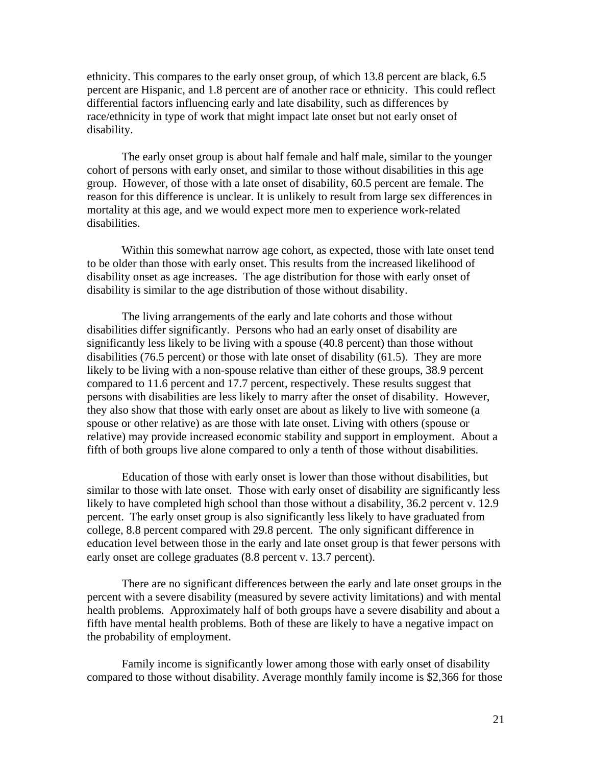ethnicity. This compares to the early onset group, of which 13.8 percent are black, 6.5 percent are Hispanic, and 1.8 percent are of another race or ethnicity. This could reflect differential factors influencing early and late disability, such as differences by race/ethnicity in type of work that might impact late onset but not early onset of disability.

The early onset group is about half female and half male, similar to the younger cohort of persons with early onset, and similar to those without disabilities in this age group. However, of those with a late onset of disability, 60.5 percent are female. The reason for this difference is unclear. It is unlikely to result from large sex differences in mortality at this age, and we would expect more men to experience work-related disabilities.

Within this somewhat narrow age cohort, as expected, those with late onset tend to be older than those with early onset. This results from the increased likelihood of disability onset as age increases. The age distribution for those with early onset of disability is similar to the age distribution of those without disability.

The living arrangements of the early and late cohorts and those without disabilities differ significantly. Persons who had an early onset of disability are significantly less likely to be living with a spouse (40.8 percent) than those without disabilities (76.5 percent) or those with late onset of disability (61.5). They are more likely to be living with a non-spouse relative than either of these groups, 38.9 percent compared to 11.6 percent and 17.7 percent, respectively. These results suggest that persons with disabilities are less likely to marry after the onset of disability. However, they also show that those with early onset are about as likely to live with someone (a spouse or other relative) as are those with late onset. Living with others (spouse or relative) may provide increased economic stability and support in employment. About a fifth of both groups live alone compared to only a tenth of those without disabilities.

Education of those with early onset is lower than those without disabilities, but similar to those with late onset. Those with early onset of disability are significantly less likely to have completed high school than those without a disability, 36.2 percent v. 12.9 percent. The early onset group is also significantly less likely to have graduated from college, 8.8 percent compared with 29.8 percent. The only significant difference in education level between those in the early and late onset group is that fewer persons with early onset are college graduates (8.8 percent v. 13.7 percent).

There are no significant differences between the early and late onset groups in the percent with a severe disability (measured by severe activity limitations) and with mental health problems. Approximately half of both groups have a severe disability and about a fifth have mental health problems. Both of these are likely to have a negative impact on the probability of employment.

Family income is significantly lower among those with early onset of disability compared to those without disability. Average monthly family income is $2,366 for those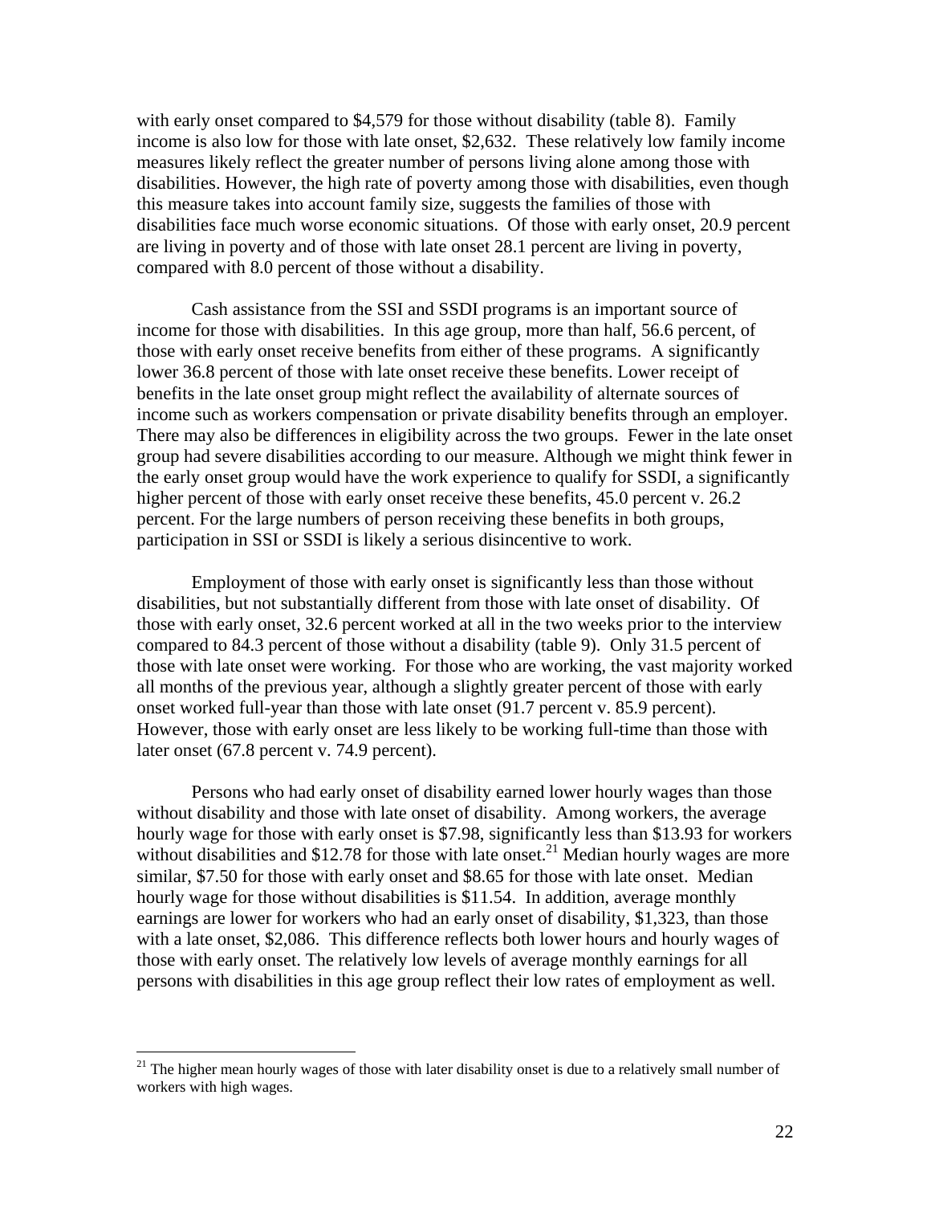with early onset compared to $4,579 for those without disability (table 8). Family income is also low for those with late onset, $2,632. These relatively low family income measures likely reflect the greater number of persons living alone among those with disabilities. However, the high rate of poverty among those with disabilities, even though this measure takes into account family size, suggests the families of those with disabilities face much worse economic situations. Of those with early onset, 20.9 percent are living in poverty and of those with late onset 28.1 percent are living in poverty, compared with 8.0 percent of those without a disability.

Cash assistance from the SSI and SSDI programs is an important source of income for those with disabilities. In this age group, more than half, 56.6 percent, of those with early onset receive benefits from either of these programs. A significantly lower 36.8 percent of those with late onset receive these benefits. Lower receipt of benefits in the late onset group might reflect the availability of alternate sources of income such as workers compensation or private disability benefits through an employer. There may also be differences in eligibility across the two groups. Fewer in the late onset group had severe disabilities according to our measure. Although we might think fewer in the early onset group would have the work experience to qualify for SSDI, a significantly higher percent of those with early onset receive these benefits, 45.0 percent v. 26.2 percent. For the large numbers of person receiving these benefits in both groups, participation in SSI or SSDI is likely a serious disincentive to work.

Employment of those with early onset is significantly less than those without disabilities, but not substantially different from those with late onset of disability. Of those with early onset, 32.6 percent worked at all in the two weeks prior to the interview compared to 84.3 percent of those without a disability (table 9). Only 31.5 percent of those with late onset were working. For those who are working, the vast majority worked all months of the previous year, although a slightly greater percent of those with early onset worked full-year than those with late onset (91.7 percent v. 85.9 percent). However, those with early onset are less likely to be working full-time than those with later onset (67.8 percent v. 74.9 percent).

Persons who had early onset of disability earned lower hourly wages than those without disability and those with late onset of disability. Among workers, the average hourly wage for those with early onset is $7.98, significantly less than $13.93 for workers without disabilities and $12.78 for those with late onset.[21] Median hourly wages are more similar, $7.50 for those with early onset and $8.65 for those with late onset. Median hourly wage for those without disabilities is $11.54. In addition, average monthly earnings are lower for workers who had an early onset of disability, $1,323, than those with a late onset, $2,086. This difference reflects both lower hours and hourly wages of those with early onset. The relatively low levels of average monthly earnings for all persons with disabilities in this age group reflect their low rates of employment as well.

---

[21] The higher mean hourly wages of those with later disability onset is due to a relatively small number of workers with high wages.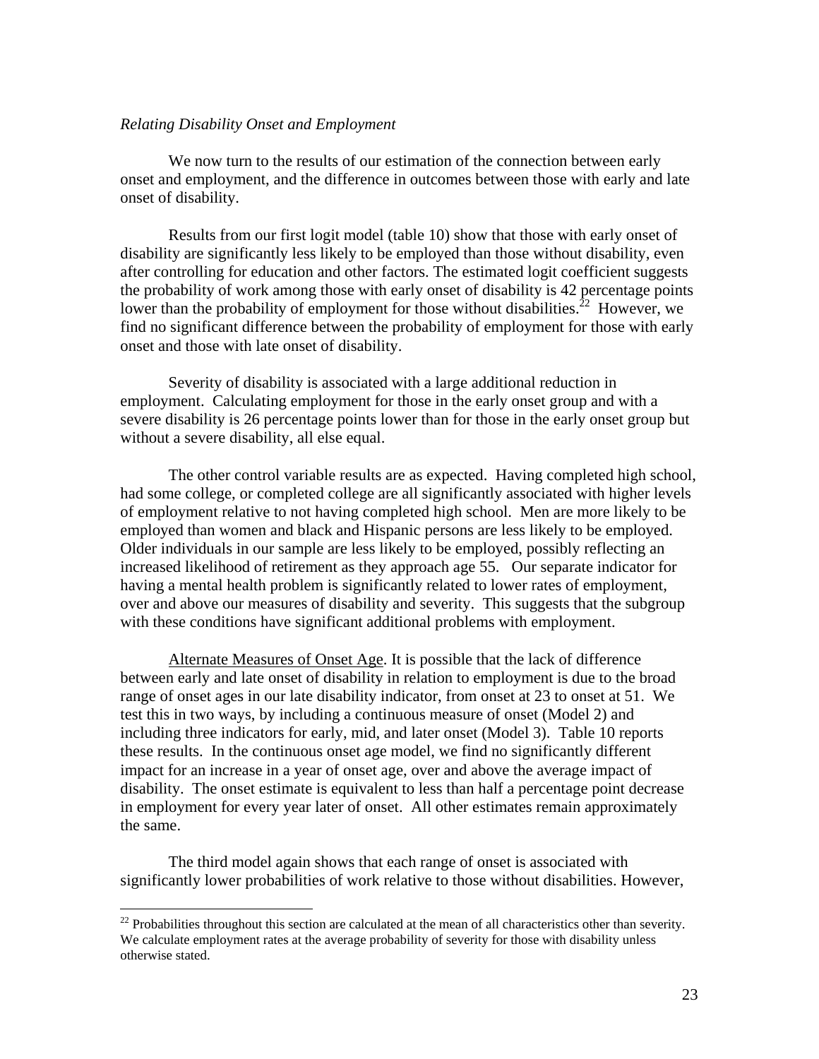*Relating Disability Onset and Employment*

We now turn to the results of our estimation of the connection between early onset and employment, and the difference in outcomes between those with early and late onset of disability.

Results from our first logit model (table 10) show that those with early onset of disability are significantly less likely to be employed than those without disability, even after controlling for education and other factors. The estimated logit coefficient suggests the probability of work among those with early onset of disability is 42 percentage points lower than the probability of employment for those without disabilities.[22] However, we find no significant difference between the probability of employment for those with early onset and those with late onset of disability.

Severity of disability is associated with a large additional reduction in employment. Calculating employment for those in the early onset group and with a severe disability is 26 percentage points lower than for those in the early onset group but without a severe disability, all else equal.

The other control variable results are as expected. Having completed high school, had some college, or completed college are all significantly associated with higher levels of employment relative to not having completed high school. Men are more likely to be employed than women and black and Hispanic persons are less likely to be employed. Older individuals in our sample are less likely to be employed, possibly reflecting an increased likelihood of retirement as they approach age 55. Our separate indicator for having a mental health problem is significantly related to lower rates of employment, over and above our measures of disability and severity. This suggests that the subgroup with these conditions have significant additional problems with employment.

<u>Alternate Measures of Onset Age</u>. It is possible that the lack of difference between early and late onset of disability in relation to employment is due to the broad range of onset ages in our late disability indicator, from onset at 23 to onset at 51. We test this in two ways, by including a continuous measure of onset (Model 2) and including three indicators for early, mid, and later onset (Model 3). Table 10 reports these results. In the continuous onset age model, we find no significantly different impact for an increase in a year of onset age, over and above the average impact of disability. The onset estimate is equivalent to less than half a percentage point decrease in employment for every year later of onset. All other estimates remain approximately the same.

The third model again shows that each range of onset is associated with significantly lower probabilities of work relative to those without disabilities. However,

[22] Probabilities throughout this section are calculated at the mean of all characteristics other than severity. We calculate employment rates at the average probability of severity for those with disability unless otherwise stated.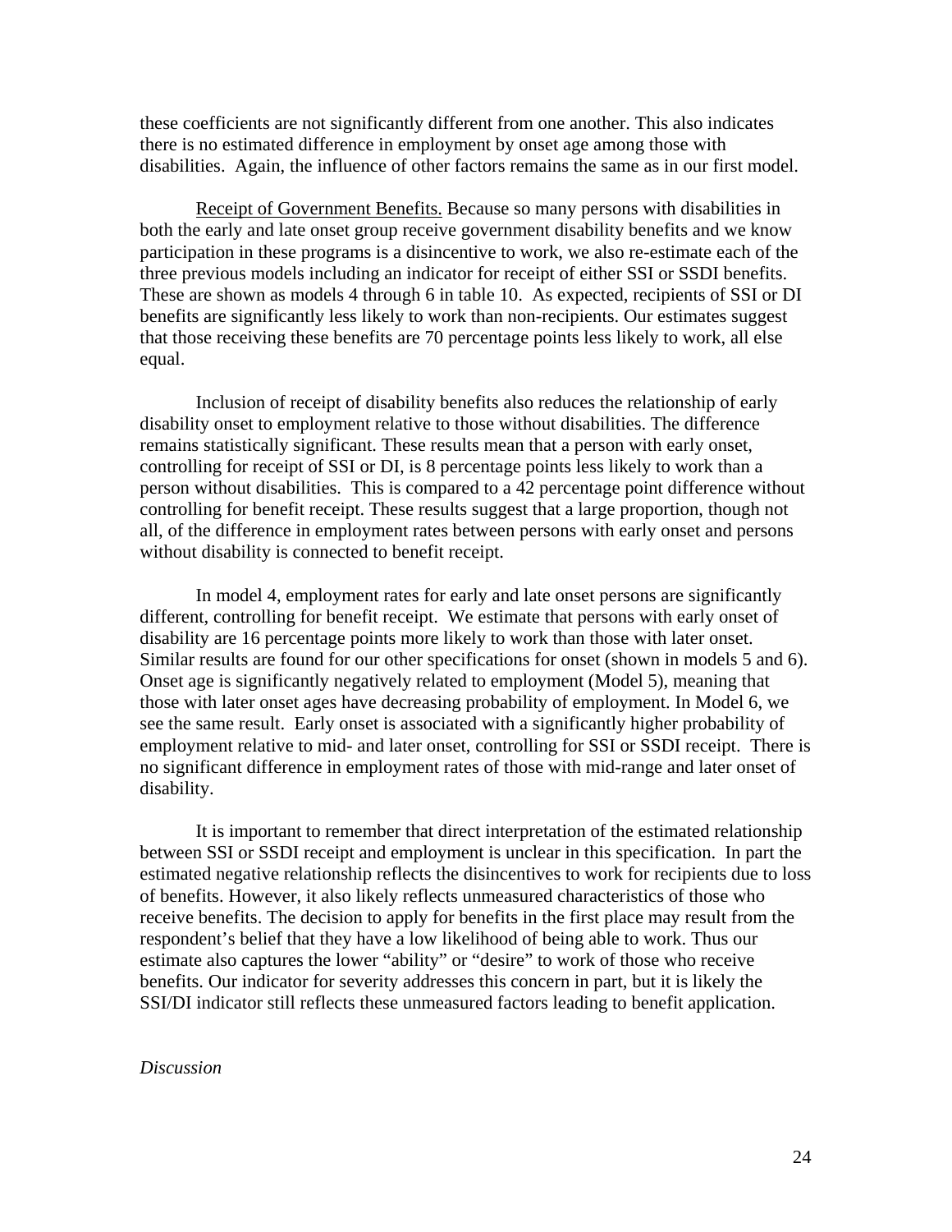these coefficients are not significantly different from one another. This also indicates there is no estimated difference in employment by onset age among those with disabilities. Again, the influence of other factors remains the same as in our first model.

Receipt of Government Benefits. Because so many persons with disabilities in both the early and late onset group receive government disability benefits and we know participation in these programs is a disincentive to work, we also re-estimate each of the three previous models including an indicator for receipt of either SSI or SSDI benefits. These are shown as models 4 through 6 in table 10. As expected, recipients of SSI or DI benefits are significantly less likely to work than non-recipients. Our estimates suggest that those receiving these benefits are 70 percentage points less likely to work, all else equal.

Inclusion of receipt of disability benefits also reduces the relationship of early disability onset to employment relative to those without disabilities. The difference remains statistically significant. These results mean that a person with early onset, controlling for receipt of SSI or DI, is 8 percentage points less likely to work than a person without disabilities. This is compared to a 42 percentage point difference without controlling for benefit receipt. These results suggest that a large proportion, though not all, of the difference in employment rates between persons with early onset and persons without disability is connected to benefit receipt.

In model 4, employment rates for early and late onset persons are significantly different, controlling for benefit receipt. We estimate that persons with early onset of disability are 16 percentage points more likely to work than those with later onset. Similar results are found for our other specifications for onset (shown in models 5 and 6). Onset age is significantly negatively related to employment (Model 5), meaning that those with later onset ages have decreasing probability of employment. In Model 6, we see the same result. Early onset is associated with a significantly higher probability of employment relative to mid- and later onset, controlling for SSI or SSDI receipt. There is no significant difference in employment rates of those with mid-range and later onset of disability.

It is important to remember that direct interpretation of the estimated relationship between SSI or SSDI receipt and employment is unclear in this specification. In part the estimated negative relationship reflects the disincentives to work for recipients due to loss of benefits. However, it also likely reflects unmeasured characteristics of those who receive benefits. The decision to apply for benefits in the first place may result from the respondent's belief that they have a low likelihood of being able to work. Thus our estimate also captures the lower "ability" or "desire" to work of those who receive benefits. Our indicator for severity addresses this concern in part, but it is likely the SSI/DI indicator still reflects these unmeasured factors leading to benefit application.

*Discussion*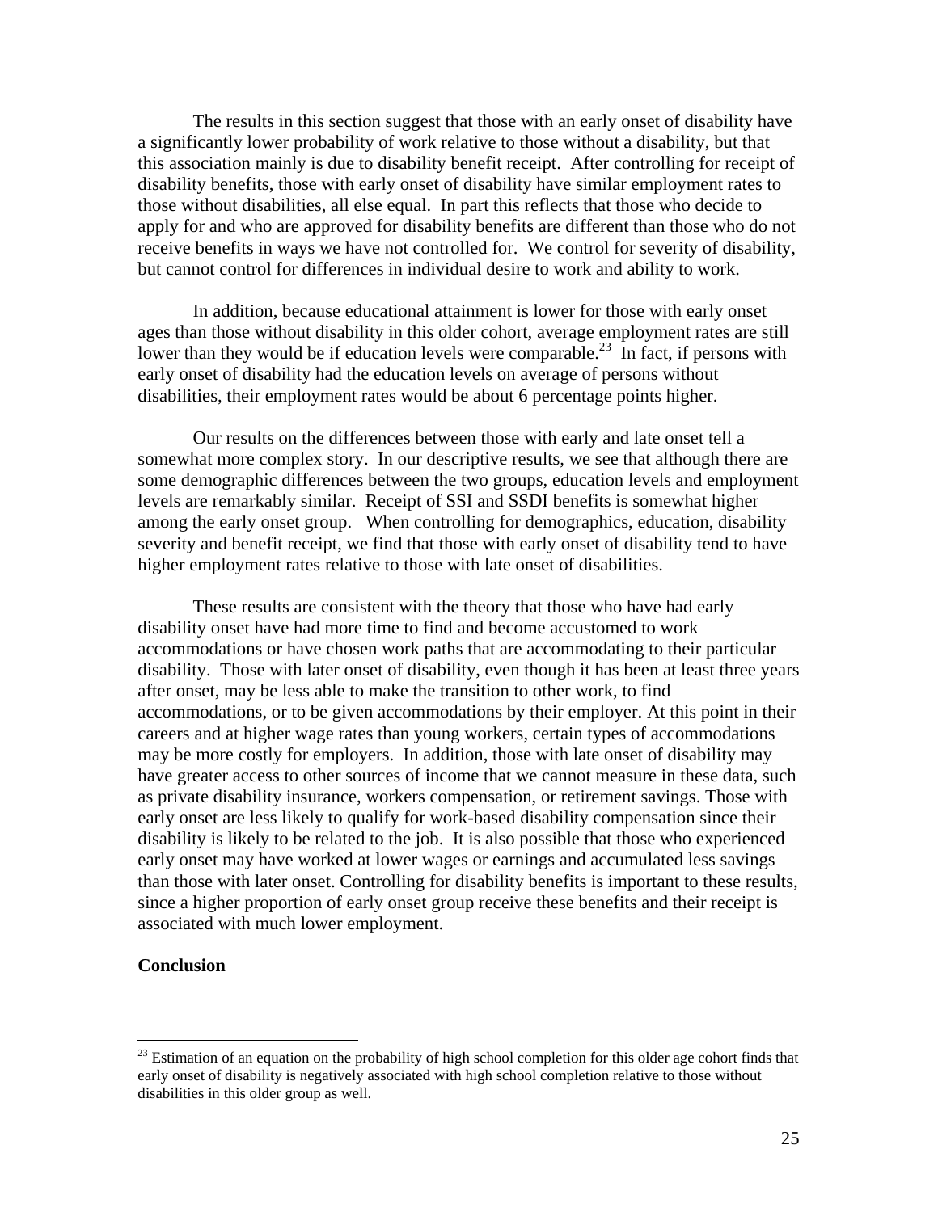The results in this section suggest that those with an early onset of disability have a significantly lower probability of work relative to those without a disability, but that this association mainly is due to disability benefit receipt. After controlling for receipt of disability benefits, those with early onset of disability have similar employment rates to those without disabilities, all else equal. In part this reflects that those who decide to apply for and who are approved for disability benefits are different than those who do not receive benefits in ways we have not controlled for. We control for severity of disability, but cannot control for differences in individual desire to work and ability to work.

In addition, because educational attainment is lower for those with early onset ages than those without disability in this older cohort, average employment rates are still lower than they would be if education levels were comparable.[23] In fact, if persons with early onset of disability had the education levels on average of persons without disabilities, their employment rates would be about 6 percentage points higher.

Our results on the differences between those with early and late onset tell a somewhat more complex story. In our descriptive results, we see that although there are some demographic differences between the two groups, education levels and employment levels are remarkably similar. Receipt of SSI and SSDI benefits is somewhat higher among the early onset group. When controlling for demographics, education, disability severity and benefit receipt, we find that those with early onset of disability tend to have higher employment rates relative to those with late onset of disabilities.

These results are consistent with the theory that those who have had early disability onset have had more time to find and become accustomed to work accommodations or have chosen work paths that are accommodating to their particular disability. Those with later onset of disability, even though it has been at least three years after onset, may be less able to make the transition to other work, to find accommodations, or to be given accommodations by their employer. At this point in their careers and at higher wage rates than young workers, certain types of accommodations may be more costly for employers. In addition, those with late onset of disability may have greater access to other sources of income that we cannot measure in these data, such as private disability insurance, workers compensation, or retirement savings. Those with early onset are less likely to qualify for work-based disability compensation since their disability is likely to be related to the job. It is also possible that those who experienced early onset may have worked at lower wages or earnings and accumulated less savings than those with later onset. Controlling for disability benefits is important to these results, since a higher proportion of early onset group receive these benefits and their receipt is associated with much lower employment.

**Conclusion**

[23] Estimation of an equation on the probability of high school completion for this older age cohort finds that early onset of disability is negatively associated with high school completion relative to those without disabilities in this older group as well.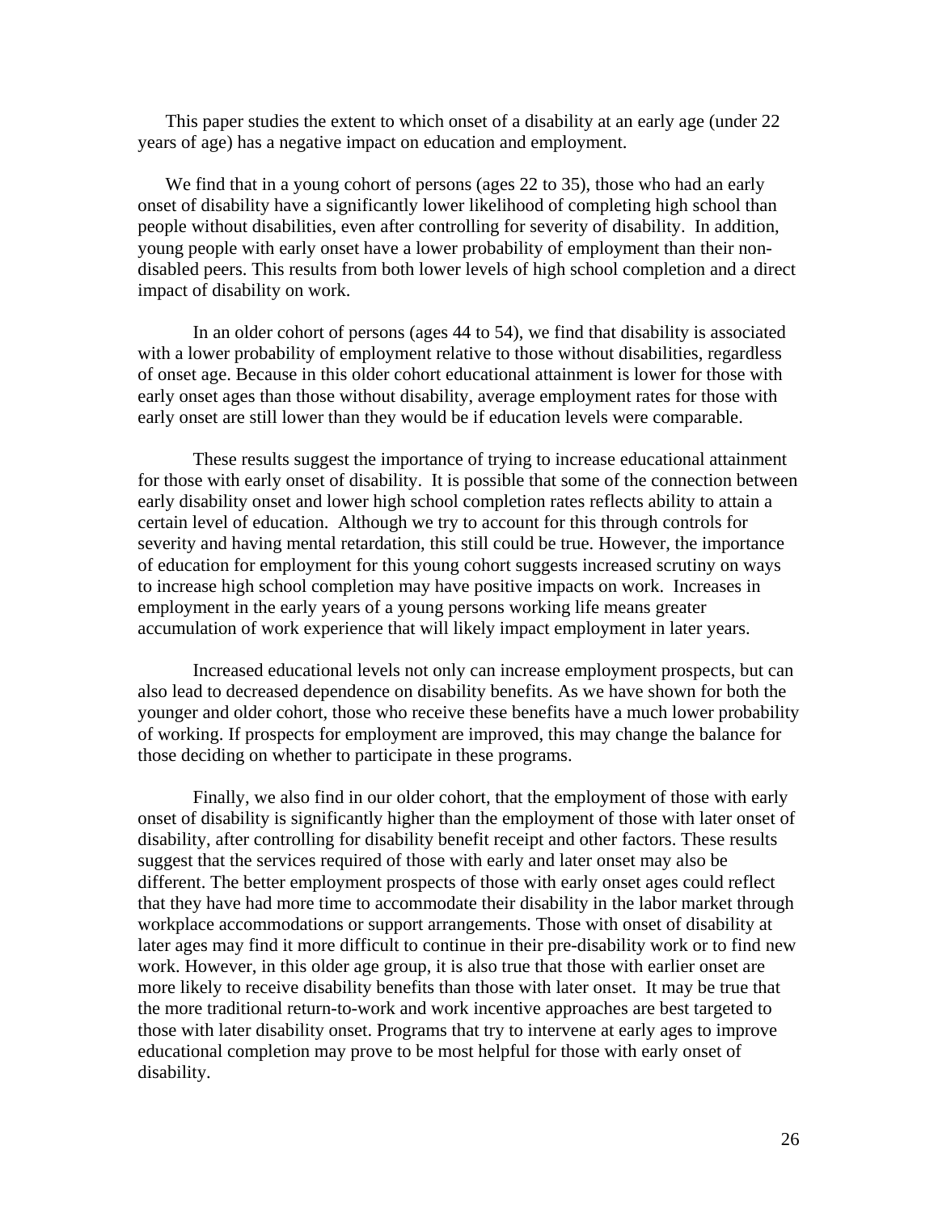This paper studies the extent to which onset of a disability at an early age (under 22 years of age) has a negative impact on education and employment.

We find that in a young cohort of persons (ages 22 to 35), those who had an early onset of disability have a significantly lower likelihood of completing high school than people without disabilities, even after controlling for severity of disability. In addition, young people with early onset have a lower probability of employment than their non-disabled peers. This results from both lower levels of high school completion and a direct impact of disability on work.

In an older cohort of persons (ages 44 to 54), we find that disability is associated with a lower probability of employment relative to those without disabilities, regardless of onset age. Because in this older cohort educational attainment is lower for those with early onset ages than those without disability, average employment rates for those with early onset are still lower than they would be if education levels were comparable.

These results suggest the importance of trying to increase educational attainment for those with early onset of disability. It is possible that some of the connection between early disability onset and lower high school completion rates reflects ability to attain a certain level of education. Although we try to account for this through controls for severity and having mental retardation, this still could be true. However, the importance of education for employment for this young cohort suggests increased scrutiny on ways to increase high school completion may have positive impacts on work. Increases in employment in the early years of a young persons working life means greater accumulation of work experience that will likely impact employment in later years.

Increased educational levels not only can increase employment prospects, but can also lead to decreased dependence on disability benefits. As we have shown for both the younger and older cohort, those who receive these benefits have a much lower probability of working. If prospects for employment are improved, this may change the balance for those deciding on whether to participate in these programs.

Finally, we also find in our older cohort, that the employment of those with early onset of disability is significantly higher than the employment of those with later onset of disability, after controlling for disability benefit receipt and other factors. These results suggest that the services required of those with early and later onset may also be different. The better employment prospects of those with early onset ages could reflect that they have had more time to accommodate their disability in the labor market through workplace accommodations or support arrangements. Those with onset of disability at later ages may find it more difficult to continue in their pre-disability work or to find new work. However, in this older age group, it is also true that those with earlier onset are more likely to receive disability benefits than those with later onset. It may be true that the more traditional return-to-work and work incentive approaches are best targeted to those with later disability onset. Programs that try to intervene at early ages to improve educational completion may prove to be most helpful for those with early onset of disability.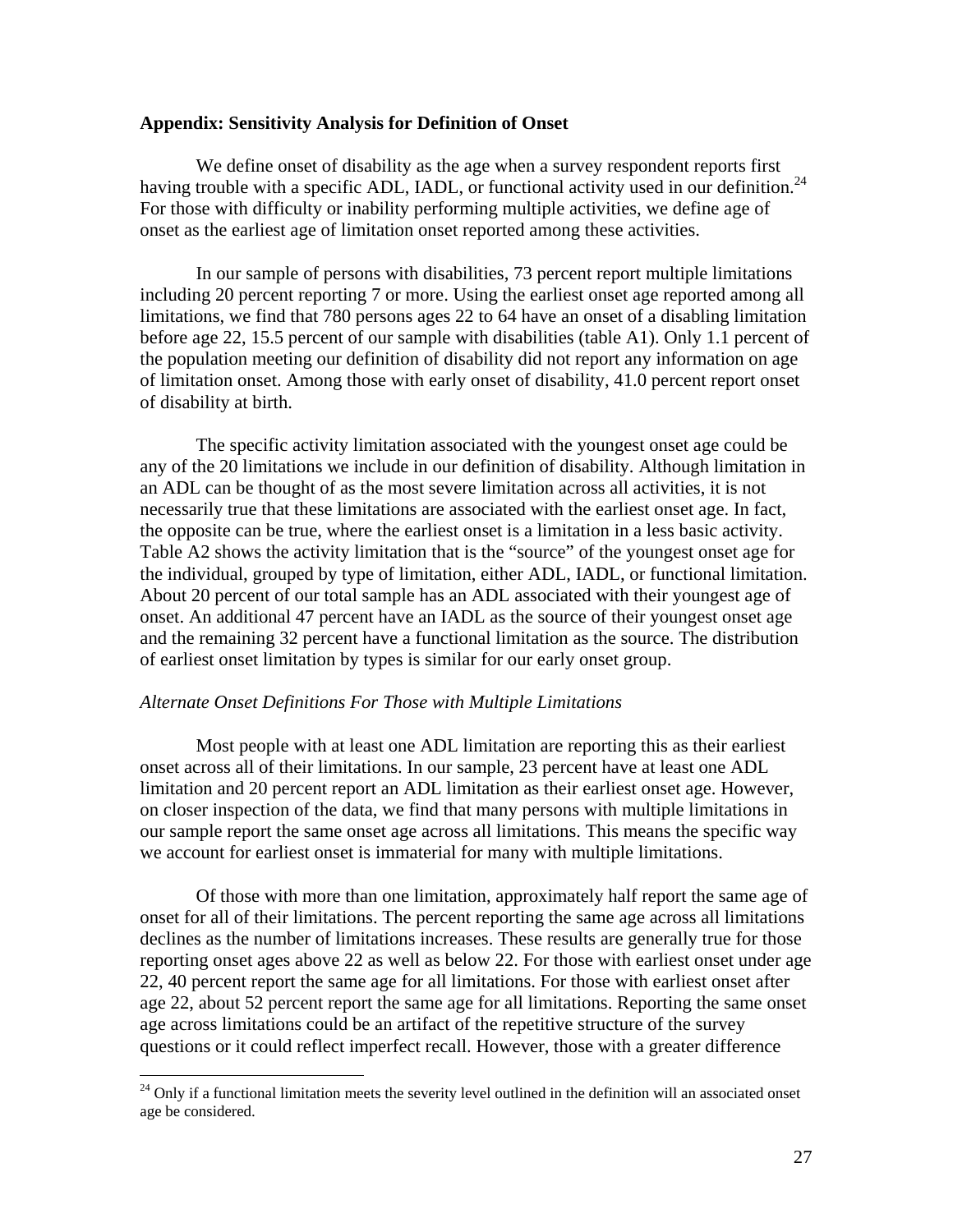**Appendix: Sensitivity Analysis for Definition of Onset**

We define onset of disability as the age when a survey respondent reports first having trouble with a specific ADL, IADL, or functional activity used in our definition.[24] For those with difficulty or inability performing multiple activities, we define age of onset as the earliest age of limitation onset reported among these activities.

In our sample of persons with disabilities, 73 percent report multiple limitations including 20 percent reporting 7 or more. Using the earliest onset age reported among all limitations, we find that 780 persons ages 22 to 64 have an onset of a disabling limitation before age 22, 15.5 percent of our sample with disabilities (table A1). Only 1.1 percent of the population meeting our definition of disability did not report any information on age of limitation onset. Among those with early onset of disability, 41.0 percent report onset of disability at birth.

The specific activity limitation associated with the youngest onset age could be any of the 20 limitations we include in our definition of disability. Although limitation in an ADL can be thought of as the most severe limitation across all activities, it is not necessarily true that these limitations are associated with the earliest onset age. In fact, the opposite can be true, where the earliest onset is a limitation in a less basic activity. Table A2 shows the activity limitation that is the "source" of the youngest onset age for the individual, grouped by type of limitation, either ADL, IADL, or functional limitation. About 20 percent of our total sample has an ADL associated with their youngest age of onset. An additional 47 percent have an IADL as the source of their youngest onset age and the remaining 32 percent have a functional limitation as the source. The distribution of earliest onset limitation by types is similar for our early onset group.

*Alternate Onset Definitions For Those with Multiple Limitations*

Most people with at least one ADL limitation are reporting this as their earliest onset across all of their limitations. In our sample, 23 percent have at least one ADL limitation and 20 percent report an ADL limitation as their earliest onset age. However, on closer inspection of the data, we find that many persons with multiple limitations in our sample report the same onset age across all limitations. This means the specific way we account for earliest onset is immaterial for many with multiple limitations.

Of those with more than one limitation, approximately half report the same age of onset for all of their limitations. The percent reporting the same age across all limitations declines as the number of limitations increases. These results are generally true for those reporting onset ages above 22 as well as below 22. For those with earliest onset under age 22, 40 percent report the same age for all limitations. For those with earliest onset after age 22, about 52 percent report the same age for all limitations. Reporting the same onset age across limitations could be an artifact of the repetitive structure of the survey questions or it could reflect imperfect recall. However, those with a greater difference

[24] Only if a functional limitation meets the severity level outlined in the definition will an associated onset age be considered.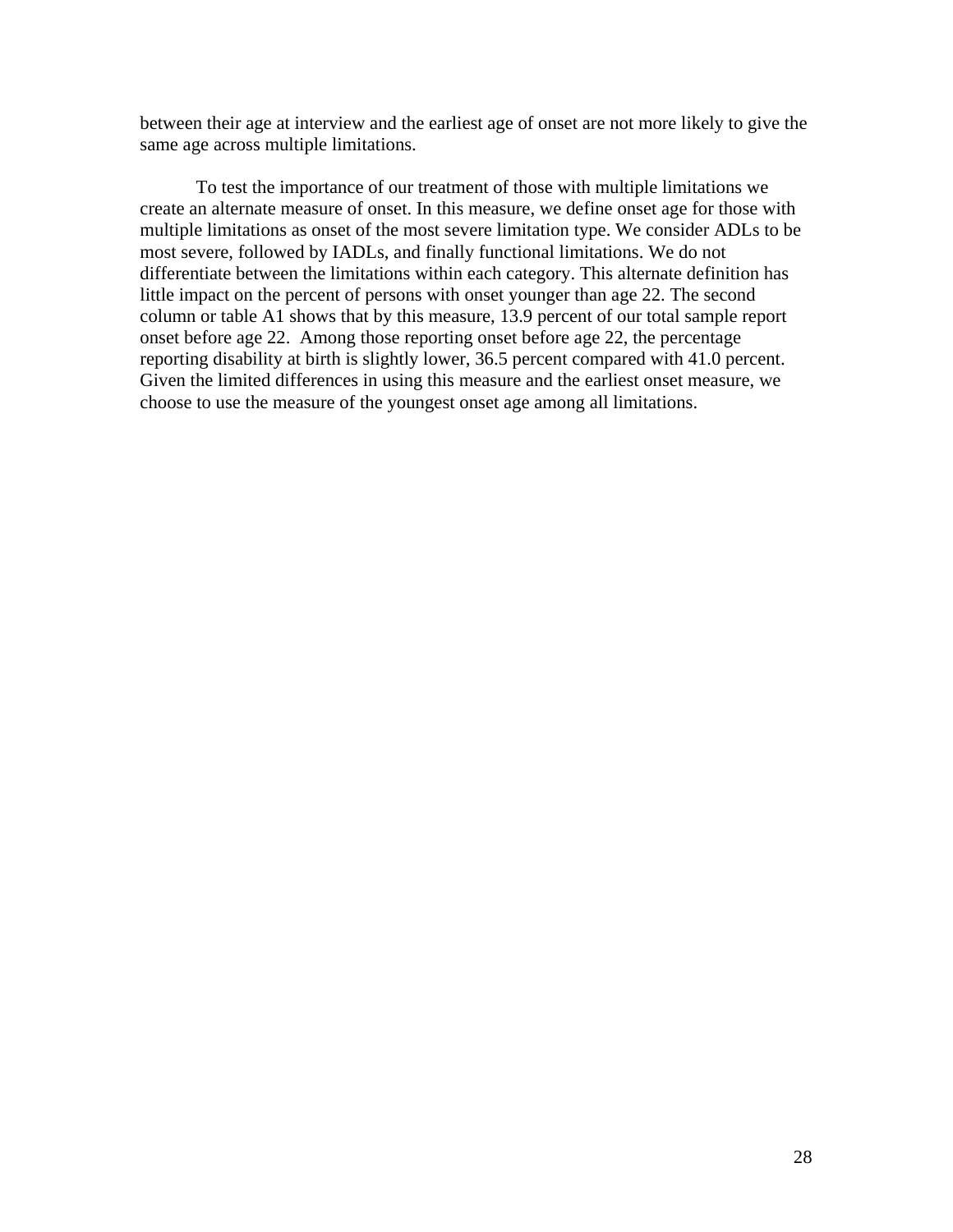between their age at interview and the earliest age of onset are not more likely to give the same age across multiple limitations.

To test the importance of our treatment of those with multiple limitations we create an alternate measure of onset. In this measure, we define onset age for those with multiple limitations as onset of the most severe limitation type. We consider ADLs to be most severe, followed by IADLs, and finally functional limitations. We do not differentiate between the limitations within each category. This alternate definition has little impact on the percent of persons with onset younger than age 22. The second column or table A1 shows that by this measure, 13.9 percent of our total sample report onset before age 22. Among those reporting onset before age 22, the percentage reporting disability at birth is slightly lower, 36.5 percent compared with 41.0 percent. Given the limited differences in using this measure and the earliest onset measure, we choose to use the measure of the youngest onset age among all limitations.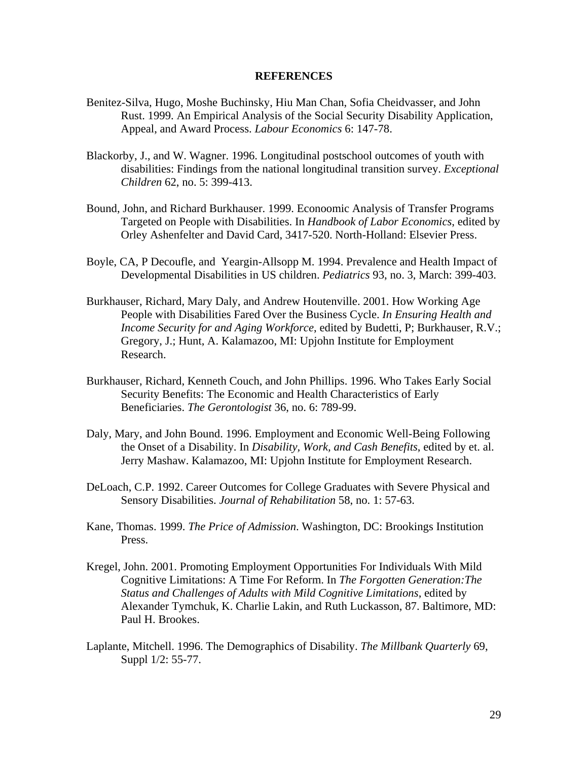## REFERENCES

Benitez-Silva, Hugo, Moshe Buchinsky, Hiu Man Chan, Sofia Cheidvasser, and John Rust. 1999. An Empirical Analysis of the Social Security Disability Application, Appeal, and Award Process. *Labour Economics* 6: 147-78.

Blackorby, J., and W. Wagner. 1996. Longitudinal postschool outcomes of youth with disabilities: Findings from the national longitudinal transition survey. *Exceptional Children* 62, no. 5: 399-413.

Bound, John, and Richard Burkhauser. 1999. Econoomic Analysis of Transfer Programs Targeted on People with Disabilities. In *Handbook of Labor Economics*, edited by Orley Ashenfelter and David Card, 3417-520. North-Holland: Elsevier Press.

Boyle, CA, P Decoufle, and Yeargin-Allsopp M. 1994. Prevalence and Health Impact of Developmental Disabilities in US children. *Pediatrics* 93, no. 3, March: 399-403.

Burkhauser, Richard, Mary Daly, and Andrew Houtenville. 2001. How Working Age People with Disabilities Fared Over the Business Cycle. *In Ensuring Health and Income Security for and Aging Workforce*, edited by Budetti, P; Burkhauser, R.V.; Gregory, J.; Hunt, A. Kalamazoo, MI: Upjohn Institute for Employment Research.

Burkhauser, Richard, Kenneth Couch, and John Phillips. 1996. Who Takes Early Social Security Benefits: The Economic and Health Characteristics of Early Beneficiaries. *The Gerontologist* 36, no. 6: 789-99.

Daly, Mary, and John Bound. 1996. Employment and Economic Well-Being Following the Onset of a Disability. In *Disability, Work, and Cash Benefits*, edited by et. al. Jerry Mashaw. Kalamazoo, MI: Upjohn Institute for Employment Research.

DeLoach, C.P. 1992. Career Outcomes for College Graduates with Severe Physical and Sensory Disabilities. *Journal of Rehabilitation* 58, no. 1: 57-63.

Kane, Thomas. 1999. *The Price of Admission*. Washington, DC: Brookings Institution Press.

Kregel, John. 2001. Promoting Employment Opportunities For Individuals With Mild Cognitive Limitations: A Time For Reform. In *The Forgotten Generation:The Status and Challenges of Adults with Mild Cognitive Limitations*, edited by Alexander Tymchuk, K. Charlie Lakin, and Ruth Luckasson, 87. Baltimore, MD: Paul H. Brookes.

Laplante, Mitchell. 1996. The Demographics of Disability. *The Millbank Quarterly* 69, Suppl 1/2: 55-77.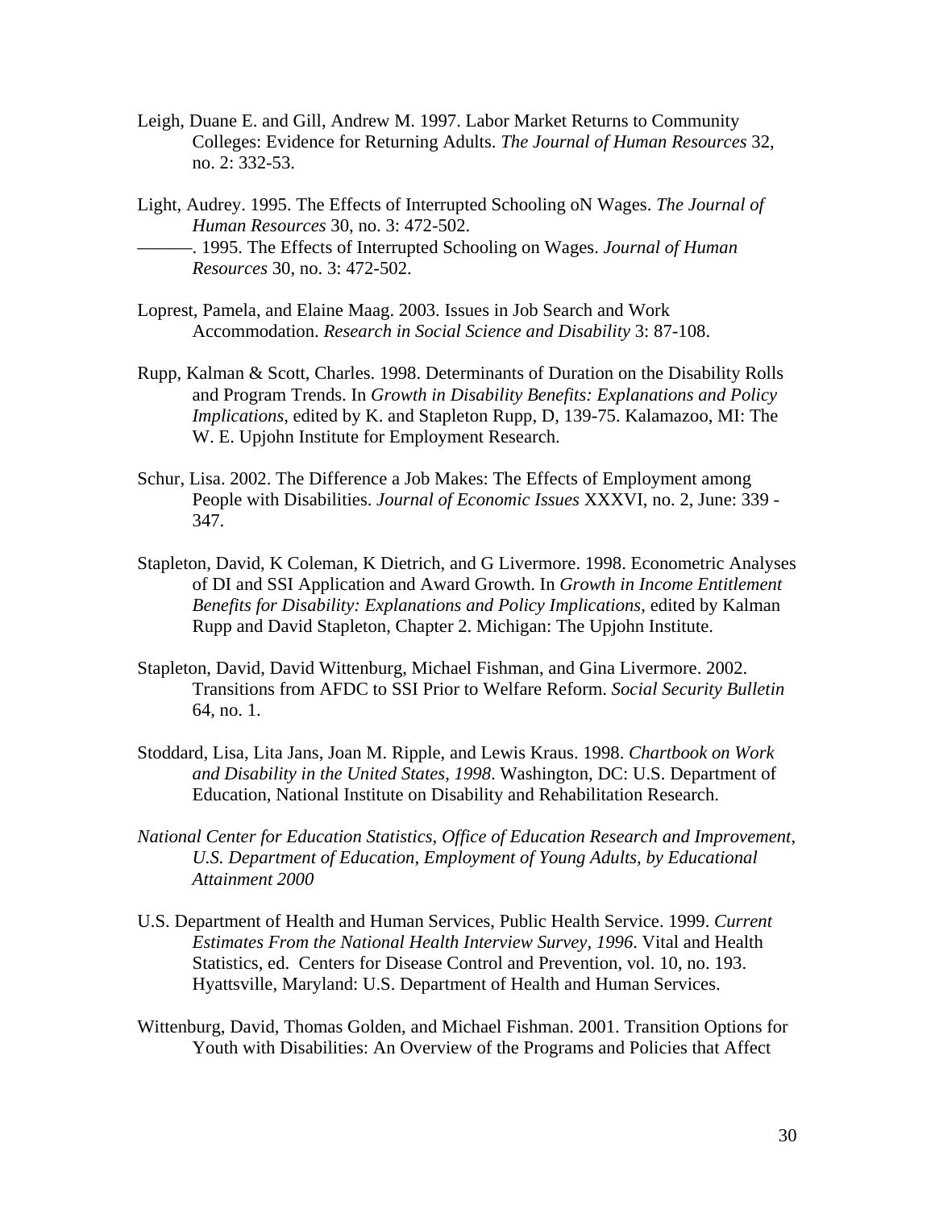Leigh, Duane E. and Gill, Andrew M. 1997. Labor Market Returns to Community Colleges: Evidence for Returning Adults. *The Journal of Human Resources* 32, no. 2: 332-53.

Light, Audrey. 1995. The Effects of Interrupted Schooling oN Wages. *The Journal of Human Resources* 30, no. 3: 472-502.

———. 1995. The Effects of Interrupted Schooling on Wages. *Journal of Human Resources* 30, no. 3: 472-502.

Loprest, Pamela, and Elaine Maag. 2003. Issues in Job Search and Work Accommodation. *Research in Social Science and Disability* 3: 87-108.

Rupp, Kalman & Scott, Charles. 1998. Determinants of Duration on the Disability Rolls and Program Trends. In *Growth in Disability Benefits: Explanations and Policy Implications*, edited by K. and Stapleton Rupp, D, 139-75. Kalamazoo, MI: The W. E. Upjohn Institute for Employment Research.

Schur, Lisa. 2002. The Difference a Job Makes: The Effects of Employment among People with Disabilities. *Journal of Economic Issues* XXXVI, no. 2, June: 339 - 347.

Stapleton, David, K Coleman, K Dietrich, and G Livermore. 1998. Econometric Analyses of DI and SSI Application and Award Growth. In *Growth in Income Entitlement Benefits for Disability: Explanations and Policy Implications*, edited by Kalman Rupp and David Stapleton, Chapter 2. Michigan: The Upjohn Institute.

Stapleton, David, David Wittenburg, Michael Fishman, and Gina Livermore. 2002. Transitions from AFDC to SSI Prior to Welfare Reform. *Social Security Bulletin* 64, no. 1.

Stoddard, Lisa, Lita Jans, Joan M. Ripple, and Lewis Kraus. 1998. *Chartbook on Work and Disability in the United States, 1998*. Washington, DC: U.S. Department of Education, National Institute on Disability and Rehabilitation Research.

*National Center for Education Statistics, Office of Education Research and Improvement, U.S. Department of Education, Employment of Young Adults, by Educational Attainment 2000*

U.S. Department of Health and Human Services, Public Health Service. 1999. *Current Estimates From the National Health Interview Survey, 1996*. Vital and Health Statistics, ed. Centers for Disease Control and Prevention, vol. 10, no. 193. Hyattsville, Maryland: U.S. Department of Health and Human Services.

Wittenburg, David, Thomas Golden, and Michael Fishman. 2001. Transition Options for Youth with Disabilities: An Overview of the Programs and Policies that Affect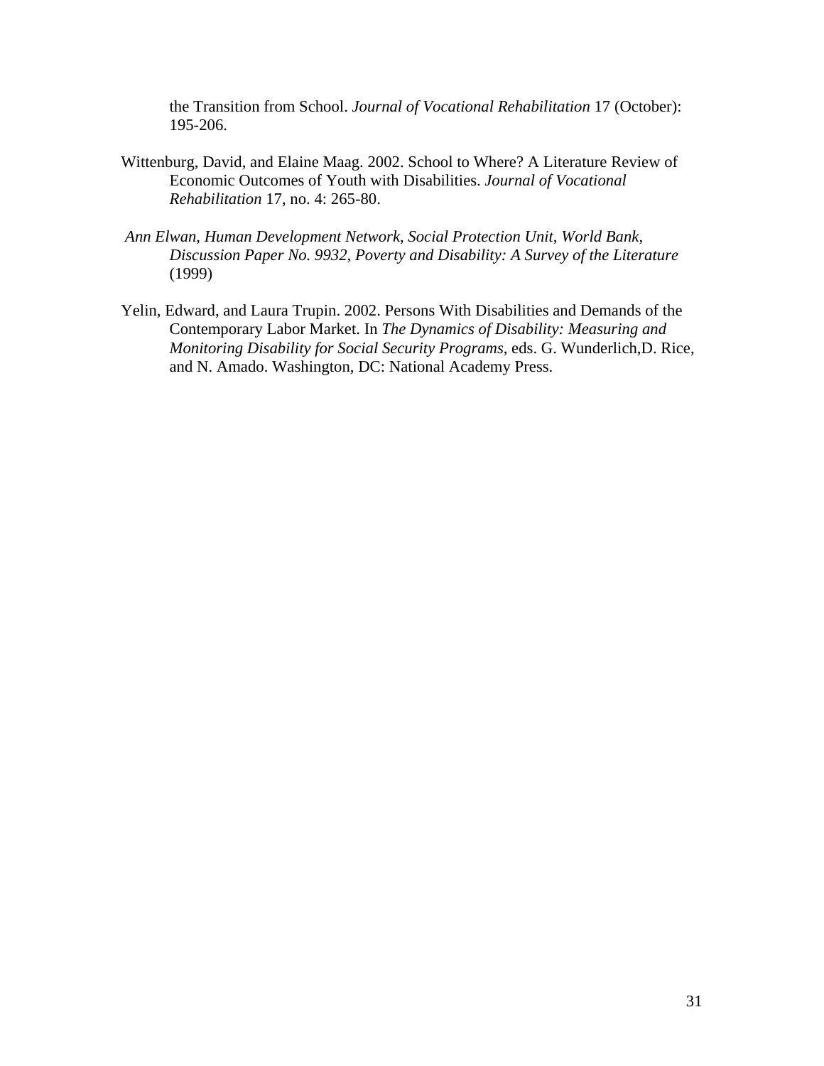the Transition from School. *Journal of Vocational Rehabilitation* 17 (October): 195-206.

Wittenburg, David, and Elaine Maag. 2002. School to Where? A Literature Review of Economic Outcomes of Youth with Disabilities. *Journal of Vocational Rehabilitation* 17, no. 4: 265-80.

*Ann Elwan, Human Development Network, Social Protection Unit, World Bank, Discussion Paper No. 9932, Poverty and Disability: A Survey of the Literature* (1999)

Yelin, Edward, and Laura Trupin. 2002. Persons With Disabilities and Demands of the Contemporary Labor Market. In *The Dynamics of Disability: Measuring and Monitoring Disability for Social Security Programs*, eds. G. Wunderlich,D. Rice, and N. Amado. Washington, DC: National Academy Press.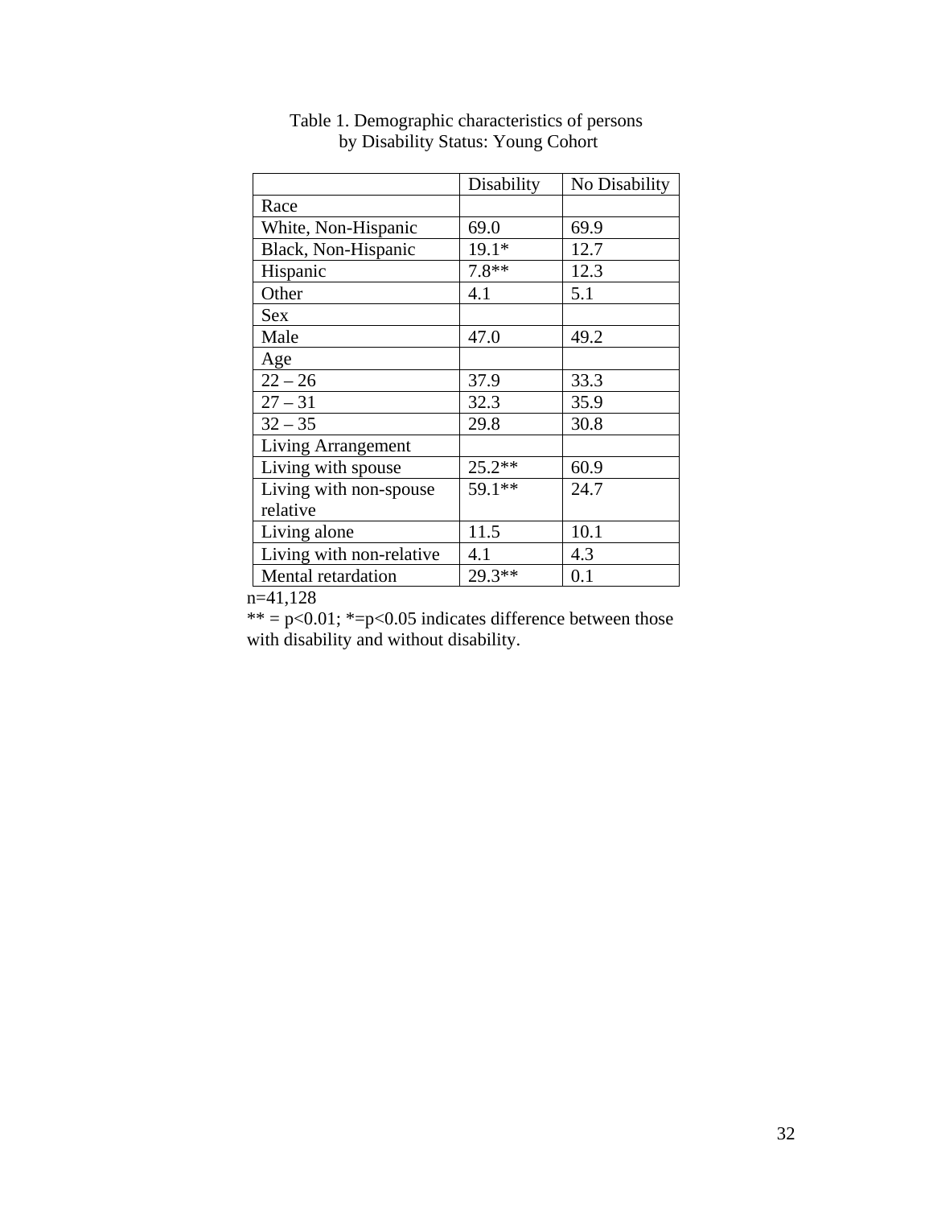Table 1. Demographic characteristics of persons by Disability Status: Young Cohort

| | Disability | No Disability |
|---|---|---|
| Race | | |
| White, Non-Hispanic | 69.0 | 69.9 |
| Black, Non-Hispanic | 19.1* | 12.7 |
| Hispanic | 7.8** | 12.3 |
| Other | 4.1 | 5.1 |
| Sex | | |
| Male | 47.0 | 49.2 |
| Age | | |
| 22 – 26 | 37.9 | 33.3 |
| 27 – 31 | 32.3 | 35.9 |
| 32 – 35 | 29.8 | 30.8 |
| Living Arrangement | | |
| Living with spouse | 25.2** | 60.9 |
| Living with non-spouse relative | 59.1** | 24.7 |
| Living alone | 11.5 | 10.1 |
| Living with non-relative | 4.1 | 4.3 |
| Mental retardation | 29.3** | 0.1 |

n=41,128

** = $p<0.01$; *=$p<0.05$ indicates difference between those with disability and without disability.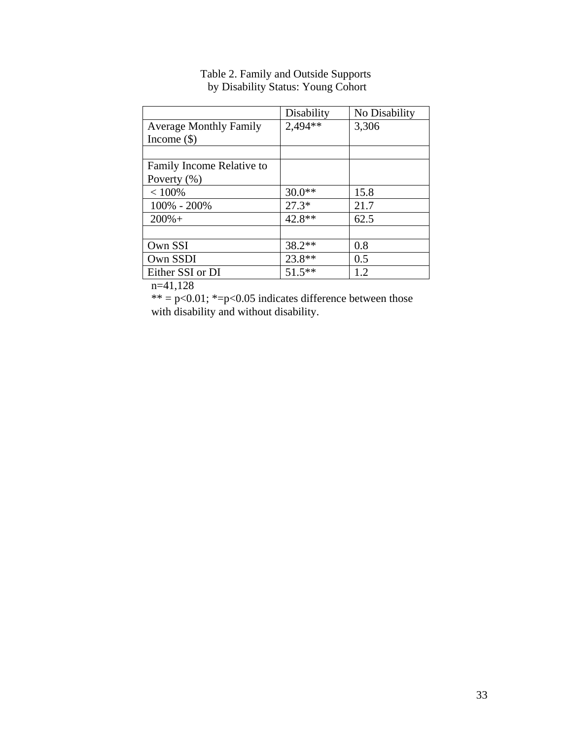Table 2. Family and Outside Supports
by Disability Status: Young Cohort

| | Disability | No Disability |
|---|---|---|
| Average Monthly Family Income ($) | 2,494** | 3,306 |
| | | |
| Family Income Relative to Poverty (%) | | |
| < 100% | 30.0** | 15.8 |
| 100% - 200% | 27.3* | 21.7 |
| 200%+ | 42.8** | 62.5 |
| | | |
| Own SSI | 38.2** | 0.8 |
| Own SSDI | 23.8** | 0.5 |
| Either SSI or DI | 51.5** | 1.2 |

n=41,128

** = $p<0.01$; *=$p<0.05$ indicates difference between those with disability and without disability.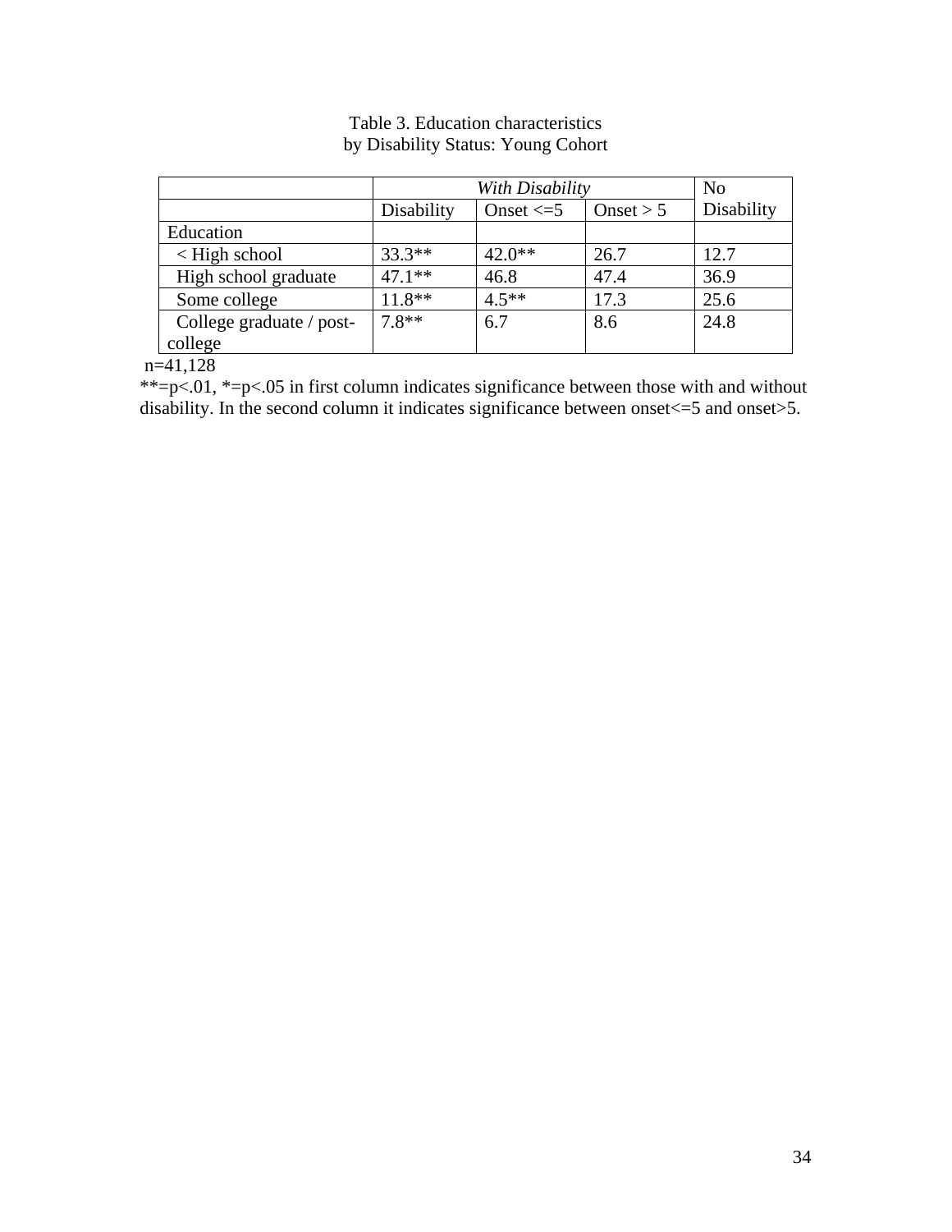Table 3. Education characteristics
by Disability Status: Young Cohort

| | *With Disability* | | | No |
|---|---|---|---|---|
| | Disability | Onset <=5 | Onset > 5 | Disability |
| Education | | | | |
| < High school | 33.3** | 42.0** | 26.7 | 12.7 |
| High school graduate | 47.1** | 46.8 | 47.4 | 36.9 |
| Some college | 11.8** | 4.5** | 17.3 | 25.6 |
| College graduate / post-college | 7.8** | 6.7 | 8.6 | 24.8 |

n=41,128

**=p<.01, *=p<.05 in first column indicates significance between those with and without disability. In the second column it indicates significance between onset<=5 and onset>5.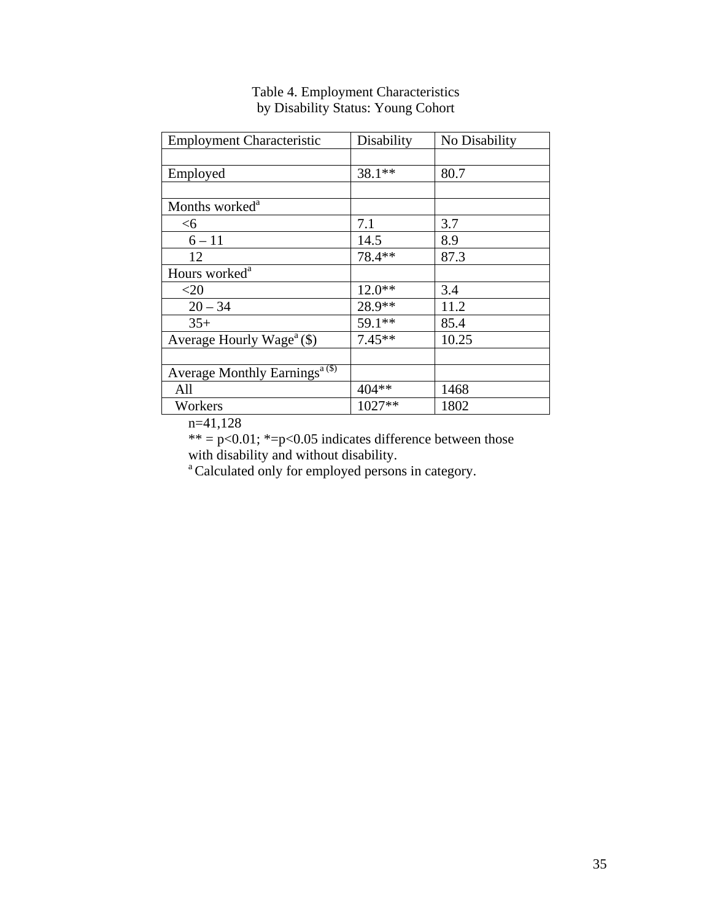Table 4. Employment Characteristics
by Disability Status: Young Cohort

| Employment Characteristic | Disability | No Disability |
|---|---|---|
| | | |
| Employed | 38.1** | 80.7 |
| | | |
| Months worked[a] | | |
| <6 | 7.1 | 3.7 |
| 6 – 11 | 14.5 | 8.9 |
| 12 | 78.4** | 87.3 |
| Hours worked[a] | | |
| <20 | 12.0** | 3.4 |
| 20 – 34 | 28.9** | 11.2 |
| 35+ | 59.1** | 85.4 |
| Average Hourly Wage[a] ($) | 7.45** | 10.25 |
| | | |
| Average Monthly Earnings[a] ($) | | |
| All | 404** | 1468 |
| Workers | 1027** | 1802 |

n=41,128

** = p<0.01; *=p<0.05 indicates difference between those with disability and without disability.

[a] Calculated only for employed persons in category.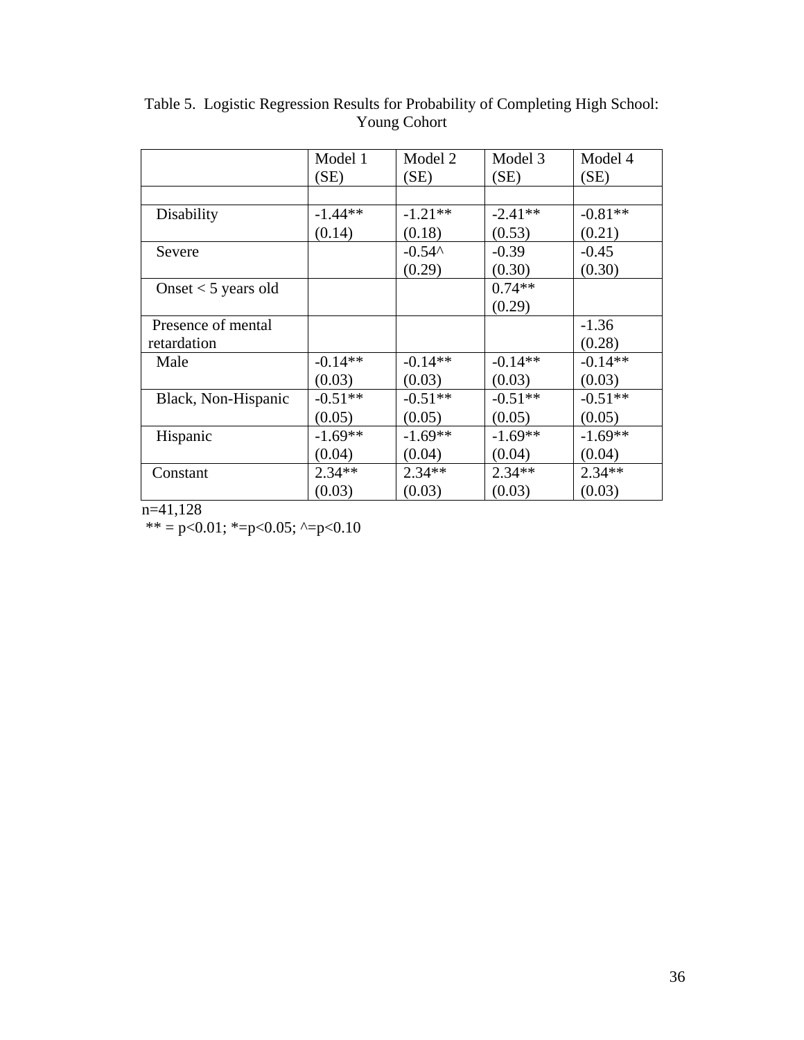Table 5. Logistic Regression Results for Probability of Completing High School: Young Cohort

| | Model 1 (SE) | Model 2 (SE) | Model 3 (SE) | Model 4 (SE) |
|---|---|---|---|---|
| | | | | |
| Disability | -1.44** (0.14) | -1.21** (0.18) | -2.41** (0.53) | -0.81** (0.21) |
| Severe | | -0.54^ (0.29) | -0.39 (0.30) | -0.45 (0.30) |
| Onset < 5 years old | | | 0.74** (0.29) | |
| Presence of mental retardation | | | | -1.36 (0.28) |
| Male | -0.14** (0.03) | -0.14** (0.03) | -0.14** (0.03) | -0.14** (0.03) |
| Black, Non-Hispanic | -0.51** (0.05) | -0.51** (0.05) | -0.51** (0.05) | -0.51** (0.05) |
| Hispanic | -1.69** (0.04) | -1.69** (0.04) | -1.69** (0.04) | -1.69** (0.04) |
| Constant | 2.34** (0.03) | 2.34** (0.03) | 2.34** (0.03) | 2.34** (0.03) |

n=41,128

** = p<0.01; *=p<0.05; ^=p<0.10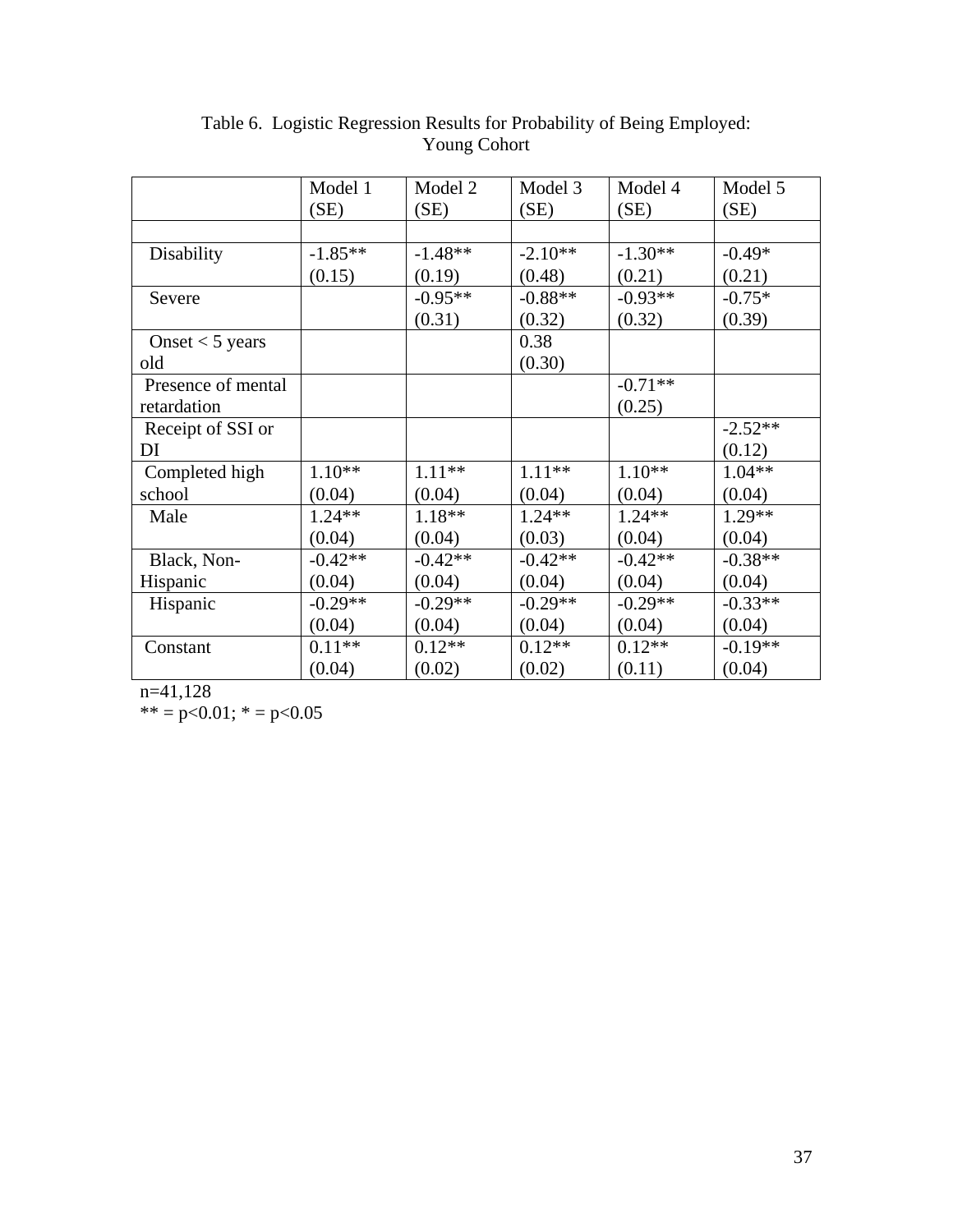Table 6. Logistic Regression Results for Probability of Being Employed: Young Cohort

| | Model 1 (SE) | Model 2 (SE) | Model 3 (SE) | Model 4 (SE) | Model 5 (SE) |
|---|---|---|---|---|---|
| | | | | | |
| Disability | -1.85** (0.15) | -1.48** (0.19) | -2.10** (0.48) | -1.30** (0.21) | -0.49* (0.21) |
| Severe | | -0.95** (0.31) | -0.88** (0.32) | -0.93** (0.32) | -0.75* (0.39) |
| Onset < 5 years old | | | 0.38 (0.30) | | |
| Presence of mental retardation | | | | -0.71** (0.25) | |
| Receipt of SSI or DI | | | | | -2.52** (0.12) |
| Completed high school | 1.10** (0.04) | 1.11** (0.04) | 1.11** (0.04) | 1.10** (0.04) | 1.04** (0.04) |
| Male | 1.24** (0.04) | 1.18** (0.04) | 1.24** (0.03) | 1.24** (0.04) | 1.29** (0.04) |
| Black, Non-Hispanic | -0.42** (0.04) | -0.42** (0.04) | -0.42** (0.04) | -0.42** (0.04) | -0.38** (0.04) |
| Hispanic | -0.29** (0.04) | -0.29** (0.04) | -0.29** (0.04) | -0.29** (0.04) | -0.33** (0.04) |
| Constant | 0.11** (0.04) | 0.12** (0.02) | 0.12** (0.02) | 0.12** (0.11) | -0.19** (0.04) |

n=41,128

** = p<0.01; * = p<0.05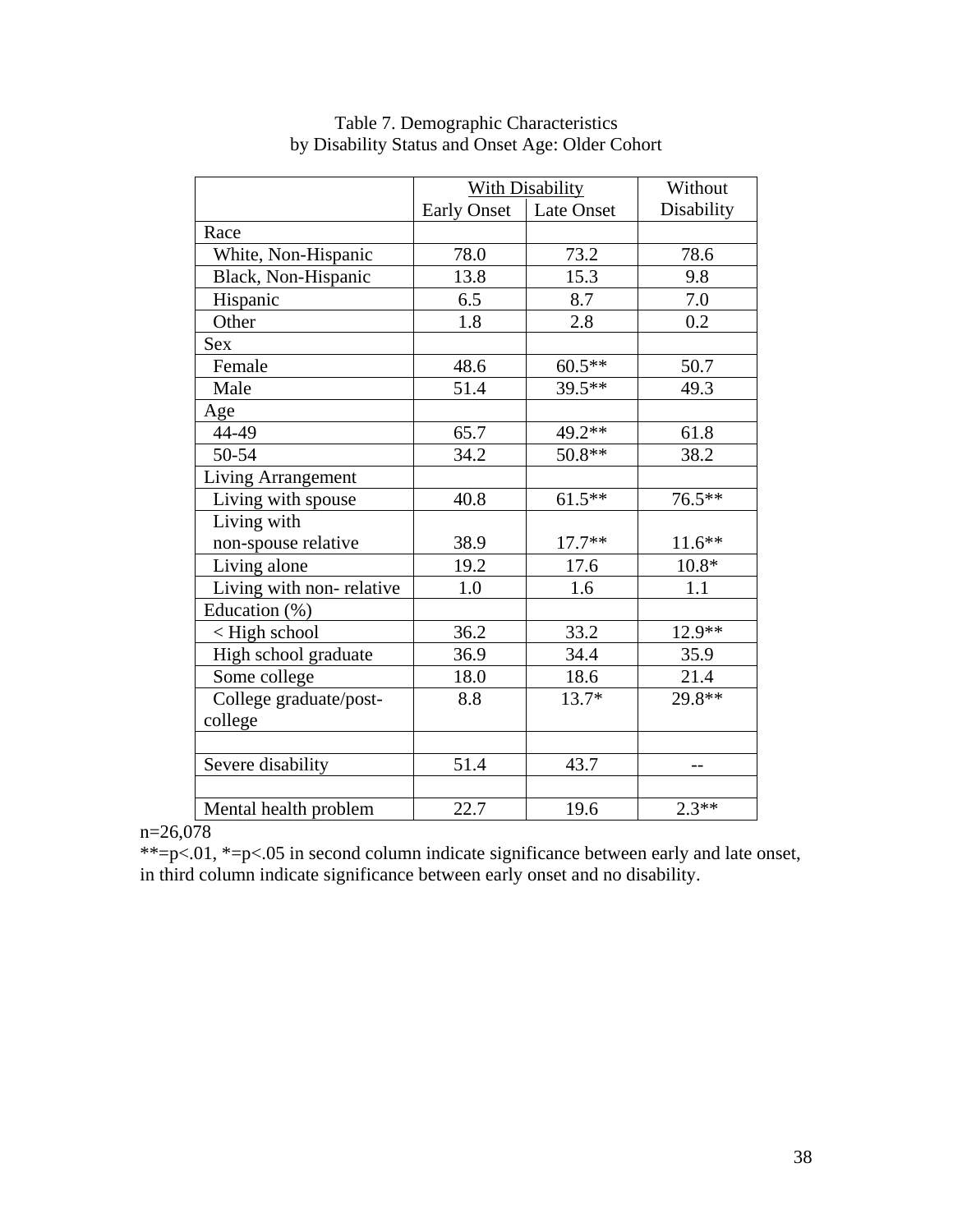Table 7. Demographic Characteristics  
by Disability Status and Onset Age: Older Cohort

| | With Disability | | Without |
|---|---|---|---|
| | Early Onset | Late Onset | Disability |
| Race | | | |
| White, Non-Hispanic | 78.0 | 73.2 | 78.6 |
| Black, Non-Hispanic | 13.8 | 15.3 | 9.8 |
| Hispanic | 6.5 | 8.7 | 7.0 |
| Other | 1.8 | 2.8 | 0.2 |
| Sex | | | |
| Female | 48.6 | 60.5** | 50.7 |
| Male | 51.4 | 39.5** | 49.3 |
| Age | | | |
| 44-49 | 65.7 | 49.2** | 61.8 |
| 50-54 | 34.2 | 50.8** | 38.2 |
| Living Arrangement | | | |
| Living with spouse | 40.8 | 61.5** | 76.5** |
| Living with non-spouse relative | 38.9 | 17.7** | 11.6** |
| Living alone | 19.2 | 17.6 | 10.8* |
| Living with non- relative | 1.0 | 1.6 | 1.1 |
| Education (%) | | | |
| < High school | 36.2 | 33.2 | 12.9** |
| High school graduate | 36.9 | 34.4 | 35.9 |
| Some college | 18.0 | 18.6 | 21.4 |
| College graduate/post-college | 8.8 | 13.7* | 29.8** |
| | | | |
| Severe disability | 51.4 | 43.7 | -- |
| | | | |
| Mental health problem | 22.7 | 19.6 | 2.3** |

n=26,078  
**=p<.01, *=p<.05 in second column indicate significance between early and late onset, in third column indicate significance between early onset and no disability.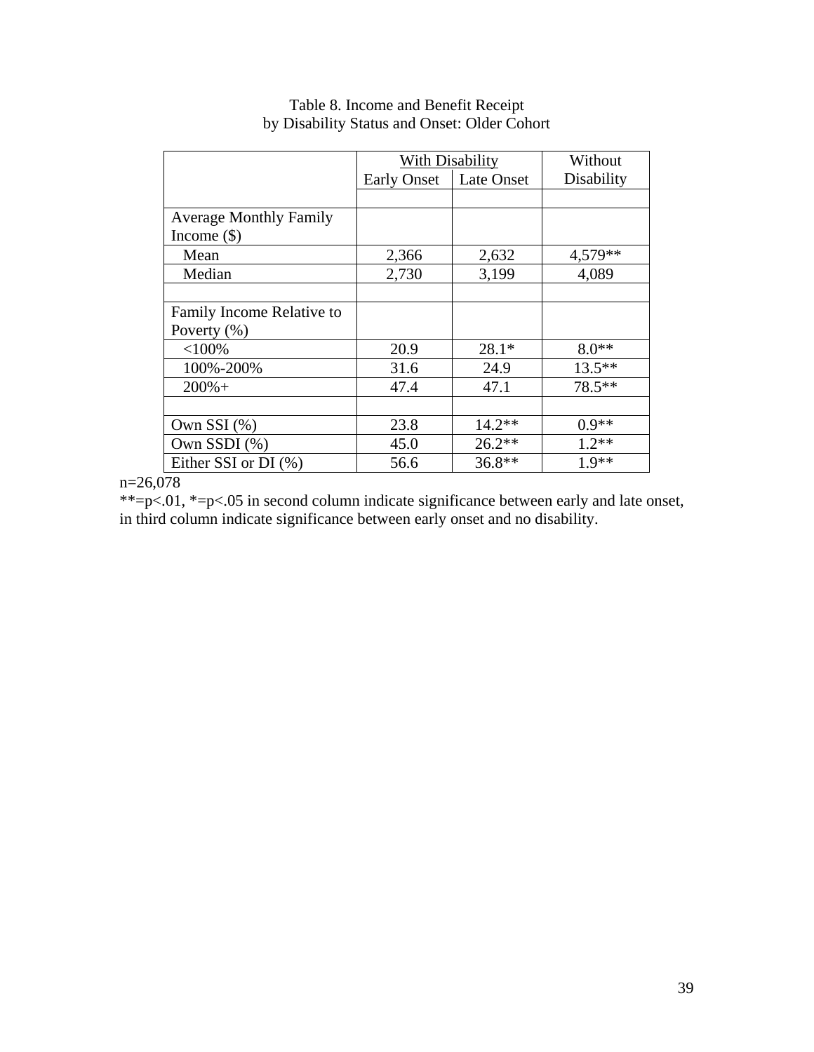Table 8. Income and Benefit Receipt
by Disability Status and Onset: Older Cohort

| | With Disability | | Without |
|---|---|---|---|
| | Early Onset | Late Onset | Disability |
| | | | |
| Average Monthly Family Income ($) | | | |
| Mean | 2,366 | 2,632 | 4,579** |
| Median | 2,730 | 3,199 | 4,089 |
| | | | |
| Family Income Relative to Poverty (%) | | | |
| <100% | 20.9 | 28.1* | 8.0** |
| 100%-200% | 31.6 | 24.9 | 13.5** |
| 200%+ | 47.4 | 47.1 | 78.5** |
| | | | |
| Own SSI (%) | 23.8 | 14.2** | 0.9** |
| Own SSDI (%) | 45.0 | 26.2** | 1.2** |
| Either SSI or DI (%) | 56.6 | 36.8** | 1.9** |

n=26,078

**=p<.01, *=p<.05 in second column indicate significance between early and late onset, in third column indicate significance between early onset and no disability.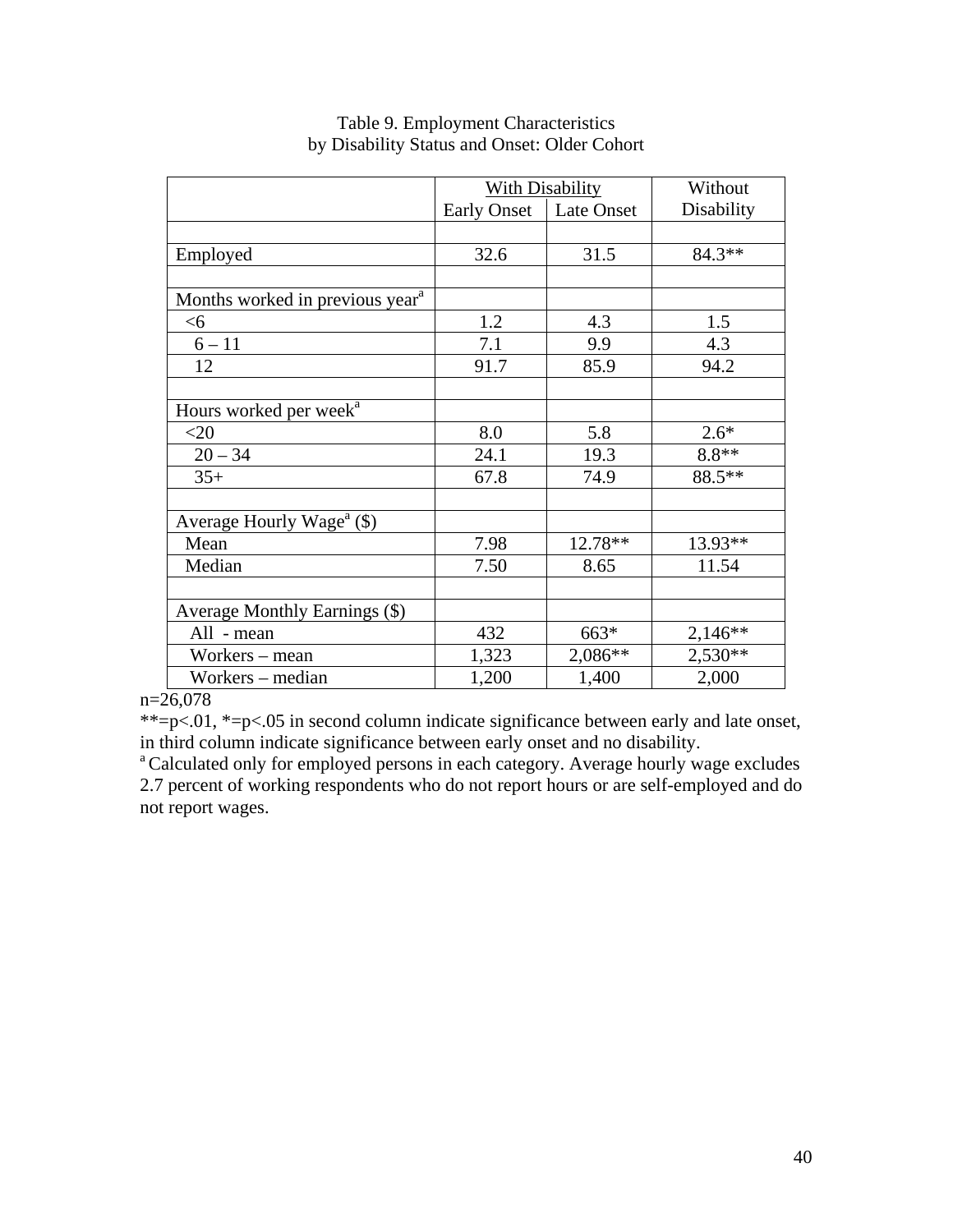Table 9. Employment Characteristics
by Disability Status and Onset: Older Cohort

| | With Disability | | Without Disability |
|---|---|---|---|
| | Early Onset | Late Onset | |
| | | | |
| Employed | 32.6 | 31.5 | 84.3** |
| | | | |
| Months worked in previous year[a] | | | |
| <6 | 1.2 | 4.3 | 1.5 |
| 6 – 11 | 7.1 | 9.9 | 4.3 |
| 12 | 91.7 | 85.9 | 94.2 |
| | | | |
| Hours worked per week[a] | | | |
| <20 | 8.0 | 5.8 | 2.6* |
| 20 – 34 | 24.1 | 19.3 | 8.8** |
| 35+ | 67.8 | 74.9 | 88.5** |
| | | | |
| Average Hourly Wage[a] ($) | | | |
| Mean | 7.98 | 12.78** | 13.93** |
| Median | 7.50 | 8.65 | 11.54 |
| | | | |
| Average Monthly Earnings ($) | | | |
| All - mean | 432 | 663* | 2,146** |
| Workers – mean | 1,323 | 2,086** | 2,530** |
| Workers – median | 1,200 | 1,400 | 2,000 |

n=26,078

**=p<.01, *=p<.05 in second column indicate significance between early and late onset, in third column indicate significance between early onset and no disability.

[a] Calculated only for employed persons in each category. Average hourly wage excludes 2.7 percent of working respondents who do not report hours or are self-employed and do not report wages.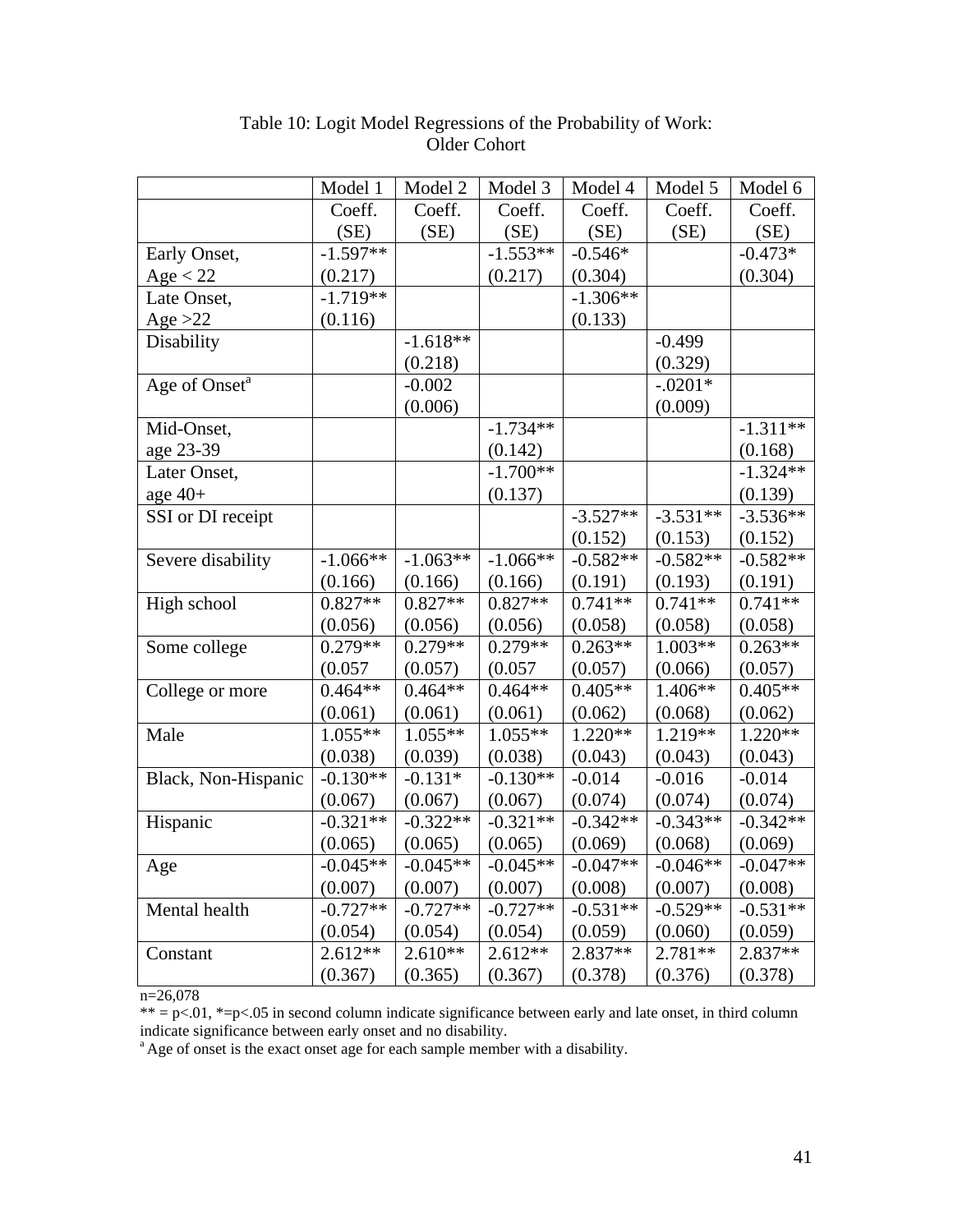Table 10: Logit Model Regressions of the Probability of Work: Older Cohort

| | Model 1 | Model 2 | Model 3 | Model 4 | Model 5 | Model 6 |
|---|---|---|---|---|---|---|
| | Coeff. (SE) | Coeff. (SE) | Coeff. (SE) | Coeff. (SE) | Coeff. (SE) | Coeff. (SE) |
| Early Onset, Age < 22 | -1.597** (0.217) | | -1.553** (0.217) | -0.546* (0.304) | | -0.473* (0.304) |
| Late Onset, Age >22 | -1.719** (0.116) | | | -1.306** (0.133) | | |
| Disability | | -1.618** (0.218) | | | -0.499 (0.329) | |
| Age of Onset[a] | | -0.002 (0.006) | | | -.0201* (0.009) | |
| Mid-Onset, age 23-39 | | | -1.734** (0.142) | | | -1.311** (0.168) |
| Later Onset, age 40+ | | | -1.700** (0.137) | | | -1.324** (0.139) |
| SSI or DI receipt | | | | -3.527** (0.152) | -3.531** (0.153) | -3.536** (0.152) |
| Severe disability | -1.066** (0.166) | -1.063** (0.166) | -1.066** (0.166) | -0.582** (0.191) | -0.582** (0.193) | -0.582** (0.191) |
| High school | 0.827** (0.056) | 0.827** (0.056) | 0.827** (0.056) | 0.741** (0.058) | 0.741** (0.058) | 0.741** (0.058) |
| Some college | 0.279** (0.057 | 0.279** (0.057) | 0.279** (0.057 | 0.263** (0.057) | 1.003** (0.066) | 0.263** (0.057) |
| College or more | 0.464** (0.061) | 0.464** (0.061) | 0.464** (0.061) | 0.405** (0.062) | 1.406** (0.068) | 0.405** (0.062) |
| Male | 1.055** (0.038) | 1.055** (0.039) | 1.055** (0.038) | 1.220** (0.043) | 1.219** (0.043) | 1.220** (0.043) |
| Black, Non-Hispanic | -0.130** (0.067) | -0.131* (0.067) | -0.130** (0.067) | -0.014 (0.074) | -0.016 (0.074) | -0.014 (0.074) |
| Hispanic | -0.321** (0.065) | -0.322** (0.065) | -0.321** (0.065) | -0.342** (0.069) | -0.343** (0.068) | -0.342** (0.069) |
| Age | -0.045** (0.007) | -0.045** (0.007) | -0.045** (0.007) | -0.047** (0.008) | -0.046** (0.007) | -0.047** (0.008) |
| Mental health | -0.727** (0.054) | -0.727** (0.054) | -0.727** (0.054) | -0.531** (0.059) | -0.529** (0.060) | -0.531** (0.059) |
| Constant | 2.612** (0.367) | 2.610** (0.365) | 2.612** (0.367) | 2.837** (0.378) | 2.781** (0.376) | 2.837** (0.378) |

n=26,078

** = p<.01, *=p<.05 in second column indicate significance between early and late onset, in third column indicate significance between early onset and no disability.

[a] Age of onset is the exact onset age for each sample member with a disability.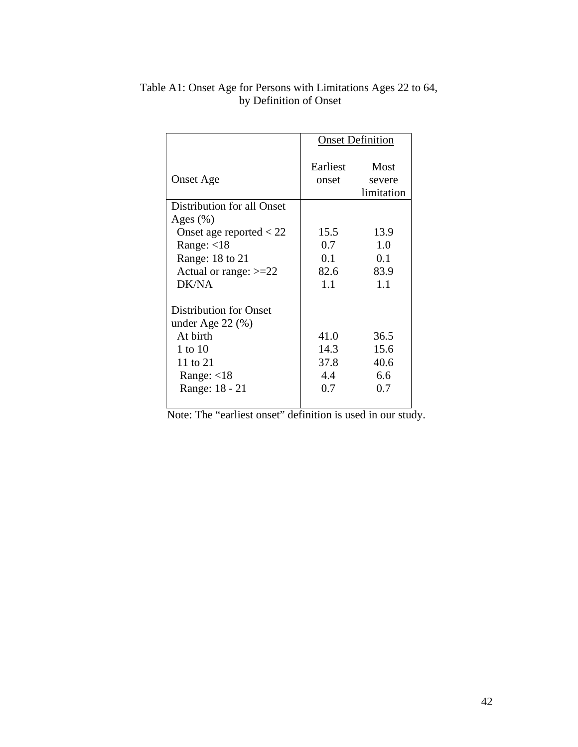Table A1: Onset Age for Persons with Limitations Ages 22 to 64, by Definition of Onset

| Onset Age | Onset Definition | |
|---|---|---|
| | Earliest onset | Most severe limitation |
| Distribution for all Onset Ages (%) | | |
| Onset age reported < 22 | 15.5 | 13.9 |
| Range: <18 | 0.7 | 1.0 |
| Range: 18 to 21 | 0.1 | 0.1 |
| Actual or range: >=22 | 82.6 | 83.9 |
| DK/NA | 1.1 | 1.1 |
| Distribution for Onset under Age 22 (%) | | |
| At birth | 41.0 | 36.5 |
| 1 to 10 | 14.3 | 15.6 |
| 11 to 21 | 37.8 | 40.6 |
| Range: <18 | 4.4 | 6.6 |
| Range: 18 - 21 | 0.7 | 0.7 |

Note: The "earliest onset" definition is used in our study.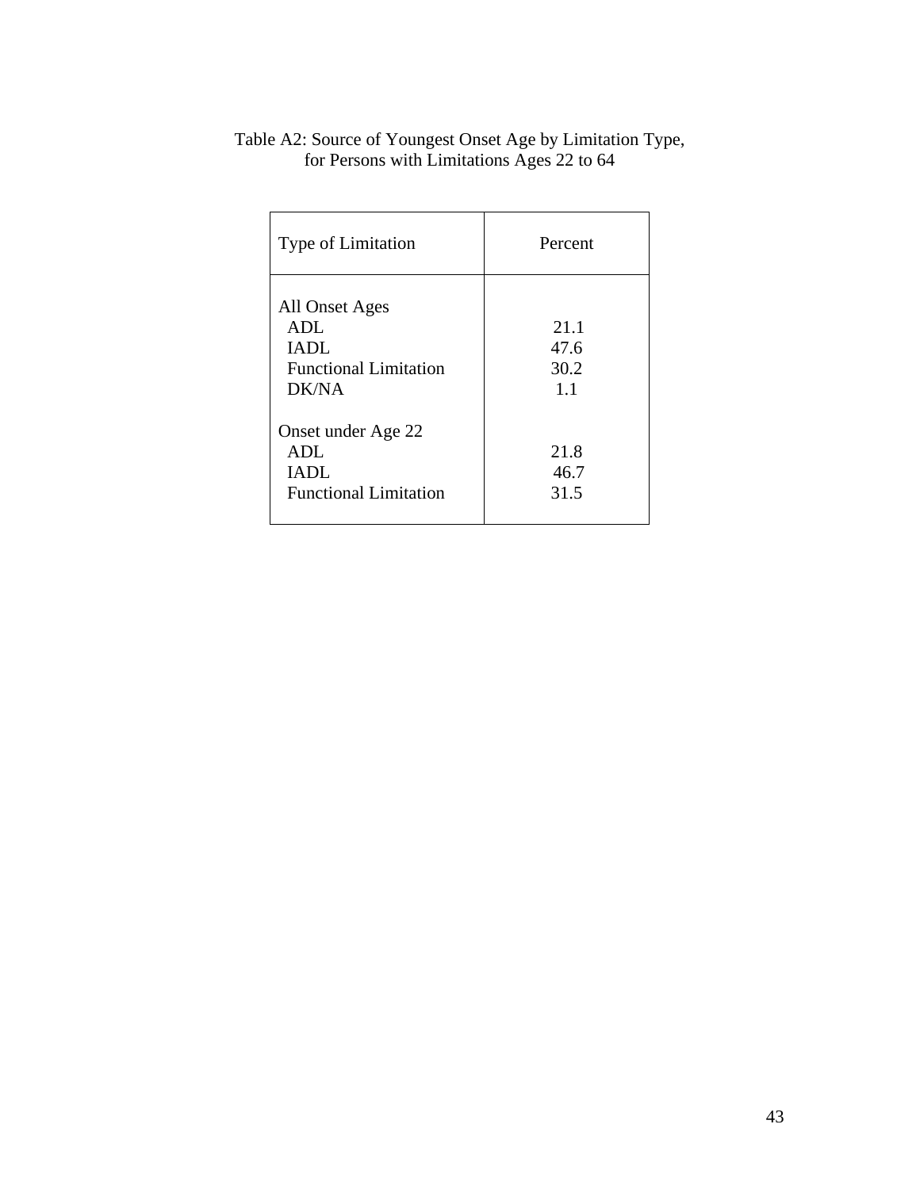Table A2: Source of Youngest Onset Age by Limitation Type, for Persons with Limitations Ages 22 to 64

| Type of Limitation | Percent |
|---|---|
| All Onset Ages | |
| ADL | 21.1 |
| IADL | 47.6 |
| Functional Limitation | 30.2 |
| DK/NA | 1.1 |
| Onset under Age 22 | |
| ADL | 21.8 |
| IADL | 46.7 |
| Functional Limitation | 31.5 |